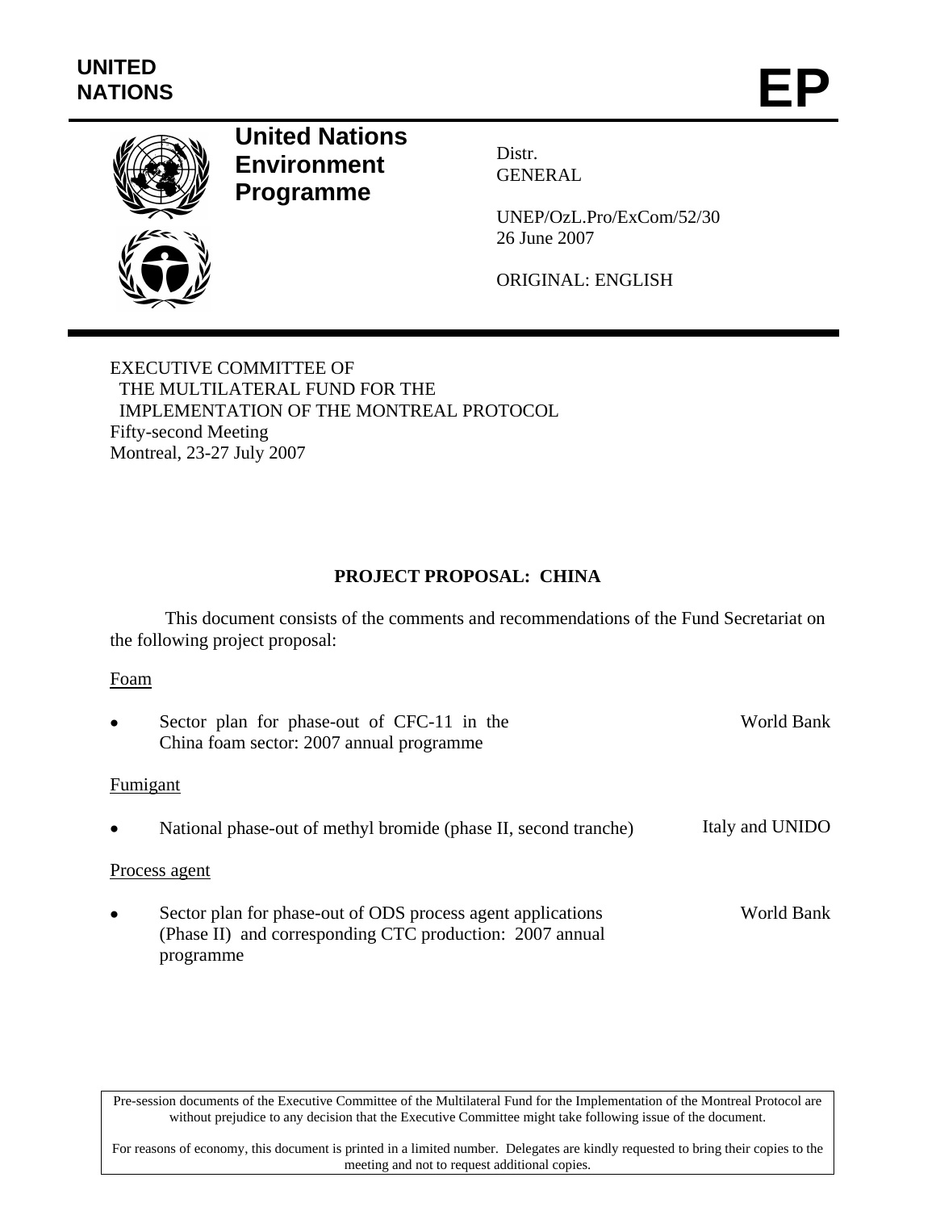UNITED NATIONS

# EP

**United Nations Environment Programme**

Distr.
GENERAL

UNEP/OzL.Pro/ExCom/52/30
26 June 2007

ORIGINAL: ENGLISH

EXECUTIVE COMMITTEE OF
THE MULTILATERAL FUND FOR THE
IMPLEMENTATION OF THE MONTREAL PROTOCOL
Fifty-second Meeting
Montreal, 23-27 July 2007

## PROJECT PROPOSAL: CHINA

This document consists of the comments and recommendations of the Fund Secretariat on the following project proposal:

Foam

- Sector plan for phase-out of CFC-11 in the China foam sector: 2007 annual programme — World Bank

Fumigant

- National phase-out of methyl bromide (phase II, second tranche) — Italy and UNIDO

Process agent

- Sector plan for phase-out of ODS process agent applications (Phase II) and corresponding CTC production: 2007 annual programme — World Bank

Pre-session documents of the Executive Committee of the Multilateral Fund for the Implementation of the Montreal Protocol are without prejudice to any decision that the Executive Committee might take following issue of the document.

For reasons of economy, this document is printed in a limited number. Delegates are kindly requested to bring their copies to the meeting and not to request additional copies.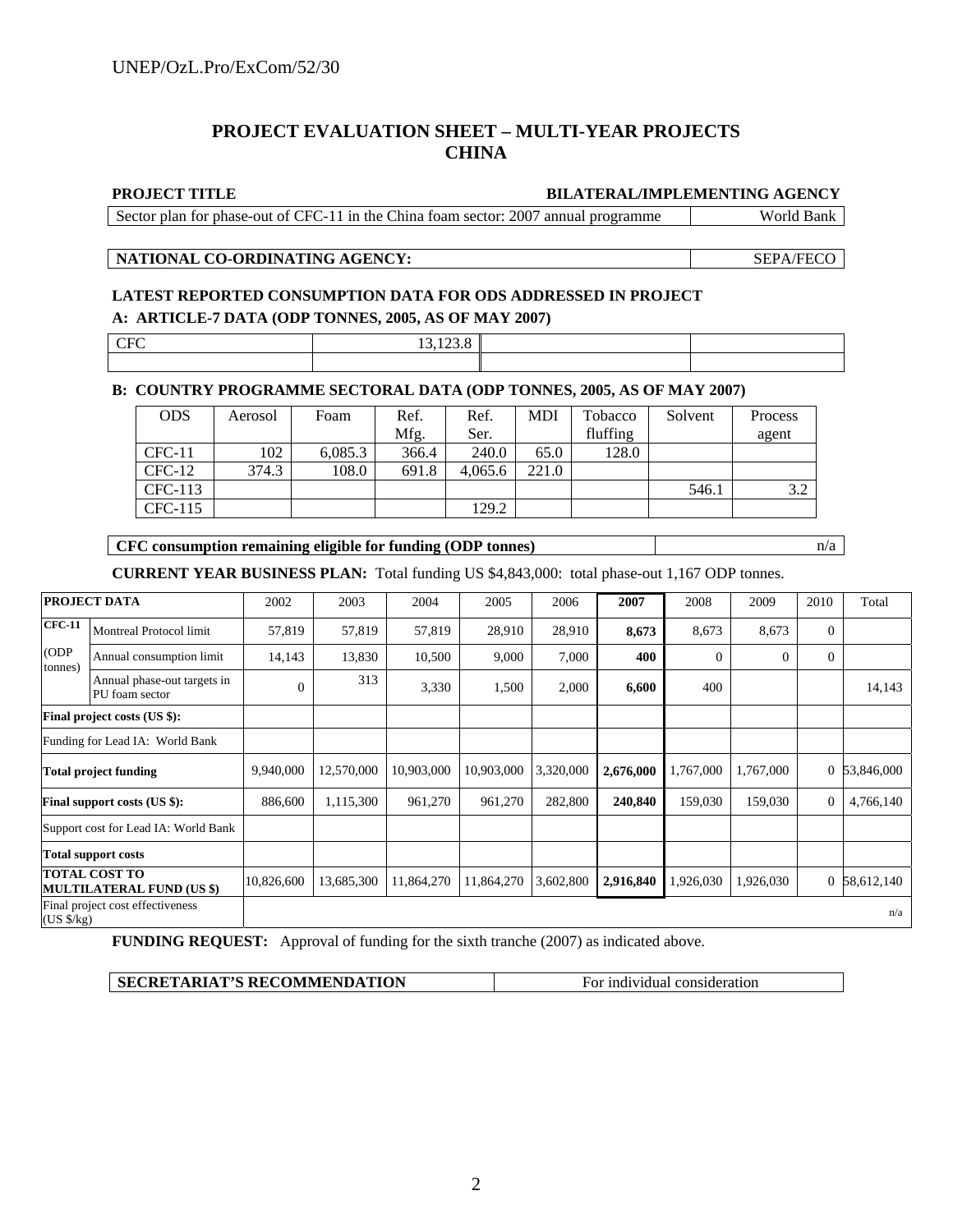## PROJECT EVALUATION SHEET – MULTI-YEAR PROJECTS
## CHINA

| PROJECT TITLE | BILATERAL/IMPLEMENTING AGENCY |
|---|---|
| Sector plan for phase-out of CFC-11 in the China foam sector: 2007 annual programme | World Bank |

| NATIONAL CO-ORDINATING AGENCY: | SEPA/FECO |
|---|---|

**LATEST REPORTED CONSUMPTION DATA FOR ODS ADDRESSED IN PROJECT**

**A: ARTICLE-7 DATA (ODP TONNES, 2005, AS OF MAY 2007)**

| CFC | 13,123.8 | | |
|---|---|---|---|
| | | | |

**B: COUNTRY PROGRAMME SECTORAL DATA (ODP TONNES, 2005, AS OF MAY 2007)**

| ODS | Aerosol | Foam | Ref. Mfg. | Ref. Ser. | MDI | Tobacco fluffing | Solvent | Process agent |
|---|---|---|---|---|---|---|---|---|
| CFC-11 | 102 | 6,085.3 | 366.4 | 240.0 | 65.0 | 128.0 | | |
| CFC-12 | 374.3 | 108.0 | 691.8 | 4,065.6 | 221.0 | | | |
| CFC-113 | | | | | | | 546.1 | 3.2 |
| CFC-115 | | | | 129.2 | | | | |

| CFC consumption remaining eligible for funding (ODP tonnes) | n/a |
|---|---|

**CURRENT YEAR BUSINESS PLAN:** Total funding US $4,843,000: total phase-out 1,167 ODP tonnes.

| PROJECT DATA | | 2002 | 2003 | 2004 | 2005 | 2006 | 2007 | 2008 | 2009 | 2010 | Total |
|---|---|---|---|---|---|---|---|---|---|---|---|
| CFC-11 (ODP tonnes) | Montreal Protocol limit | 57,819 | 57,819 | 57,819 | 28,910 | 28,910 | 8,673 | 8,673 | 8,673 | 0 | |
| | Annual consumption limit | 14,143 | 13,830 | 10,500 | 9,000 | 7,000 | 400 | 0 | 0 | 0 | |
| | Annual phase-out targets in PU foam sector | 0 | 313 | 3,330 | 1,500 | 2,000 | 6,600 | 400 | | | 14,143 |
| **Final project costs (US $):** | | | | | | | | | | | |
| Funding for Lead IA: World Bank | | | | | | | | | | | |
| **Total project funding** | | 9,940,000 | 12,570,000 | 10,903,000 | 10,903,000 | 3,320,000 | 2,676,000 | 1,767,000 | 1,767,000 | 0 | 53,846,000 |
| **Final support costs (US $):** | | 886,600 | 1,115,300 | 961,270 | 961,270 | 282,800 | 240,840 | 159,030 | 159,030 | 0 | 4,766,140 |
| Support cost for Lead IA: World Bank | | | | | | | | | | | |
| **Total support costs** | | | | | | | | | | | |
| **TOTAL COST TO MULTILATERAL FUND (US $)** | | 10,826,600 | 13,685,300 | 11,864,270 | 11,864,270 | 3,602,800 | 2,916,840 | 1,926,030 | 1,926,030 | 0 | 58,612,140 |
| Final project cost effectiveness (US $/kg) | | | | | | | | | | | n/a |

**FUNDING REQUEST:** Approval of funding for the sixth tranche (2007) as indicated above.

| SECRETARIAT'S RECOMMENDATION | For individual consideration |
|---|---|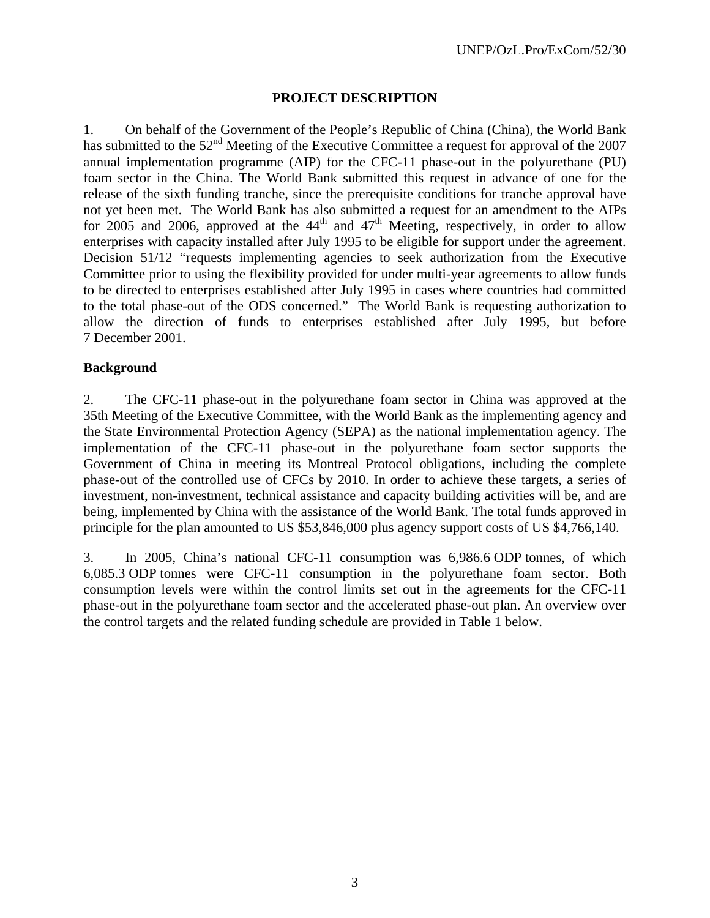## PROJECT DESCRIPTION

1. On behalf of the Government of the People's Republic of China (China), the World Bank has submitted to the 52nd Meeting of the Executive Committee a request for approval of the 2007 annual implementation programme (AIP) for the CFC-11 phase-out in the polyurethane (PU) foam sector in the China. The World Bank submitted this request in advance of one for the release of the sixth funding tranche, since the prerequisite conditions for tranche approval have not yet been met. The World Bank has also submitted a request for an amendment to the AIPs for 2005 and 2006, approved at the 44th and 47th Meeting, respectively, in order to allow enterprises with capacity installed after July 1995 to be eligible for support under the agreement. Decision 51/12 "requests implementing agencies to seek authorization from the Executive Committee prior to using the flexibility provided for under multi-year agreements to allow funds to be directed to enterprises established after July 1995 in cases where countries had committed to the total phase-out of the ODS concerned." The World Bank is requesting authorization to allow the direction of funds to enterprises established after July 1995, but before 7 December 2001.

### Background

2. The CFC-11 phase-out in the polyurethane foam sector in China was approved at the 35th Meeting of the Executive Committee, with the World Bank as the implementing agency and the State Environmental Protection Agency (SEPA) as the national implementation agency. The implementation of the CFC-11 phase-out in the polyurethane foam sector supports the Government of China in meeting its Montreal Protocol obligations, including the complete phase-out of the controlled use of CFCs by 2010. In order to achieve these targets, a series of investment, non-investment, technical assistance and capacity building activities will be, and are being, implemented by China with the assistance of the World Bank. The total funds approved in principle for the plan amounted to US $53,846,000 plus agency support costs of US $4,766,140.

3. In 2005, China's national CFC-11 consumption was 6,986.6 ODP tonnes, of which 6,085.3 ODP tonnes were CFC-11 consumption in the polyurethane foam sector. Both consumption levels were within the control limits set out in the agreements for the CFC-11 phase-out in the polyurethane foam sector and the accelerated phase-out plan. An overview over the control targets and the related funding schedule are provided in Table 1 below.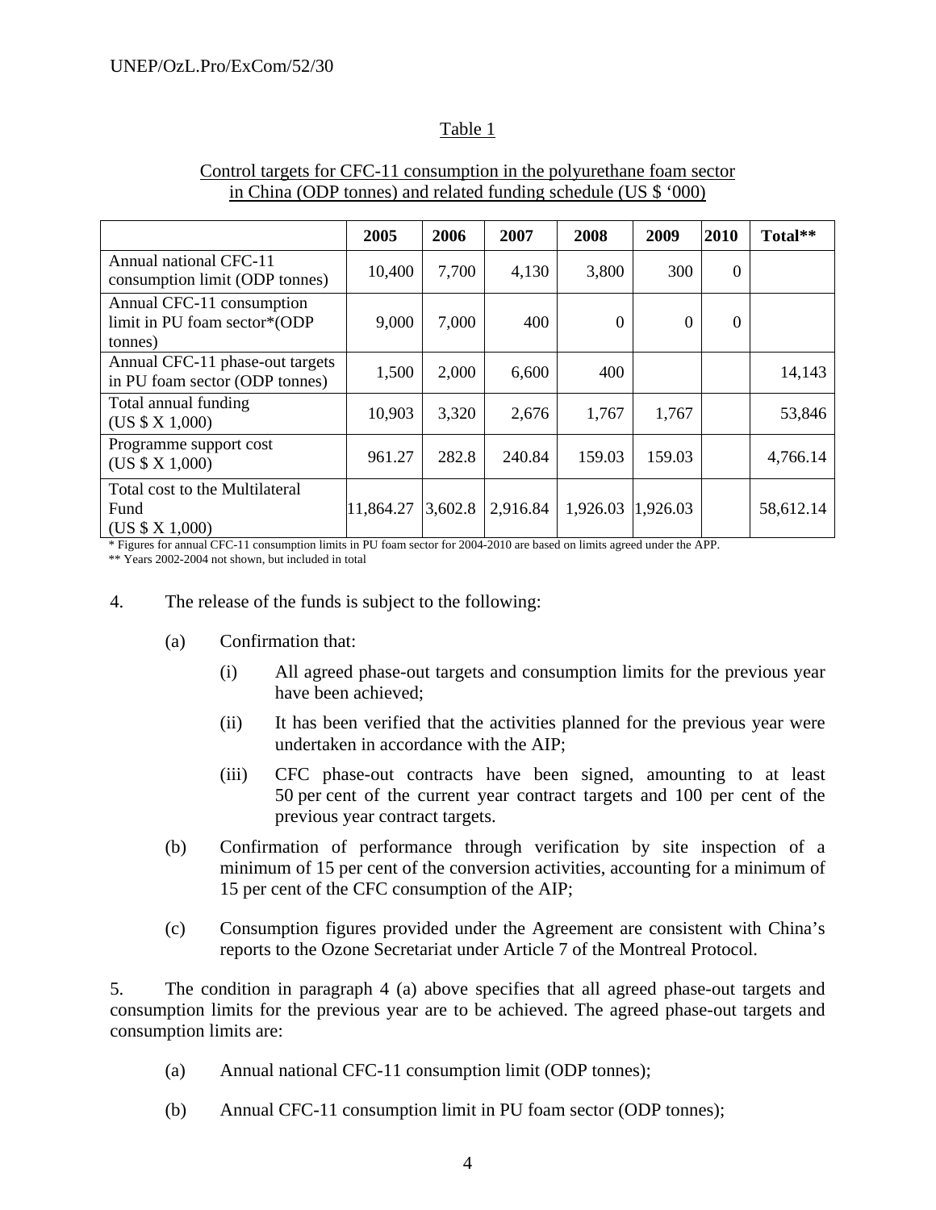Table 1

Control targets for CFC-11 consumption in the polyurethane foam sector in China (ODP tonnes) and related funding schedule (US $ '000)

| | 2005 | 2006 | 2007 | 2008 | 2009 | 2010 | Total** |
|---|---|---|---|---|---|---|---|
| Annual national CFC-11 consumption limit (ODP tonnes) | 10,400 | 7,700 | 4,130 | 3,800 | 300 | 0 | |
| Annual CFC-11 consumption limit in PU foam sector*(ODP tonnes) | 9,000 | 7,000 | 400 | 0 | 0 | 0 | |
| Annual CFC-11 phase-out targets in PU foam sector (ODP tonnes) | 1,500 | 2,000 | 6,600 | 400 | | | 14,143 |
| Total annual funding (US $ X 1,000) | 10,903 | 3,320 | 2,676 | 1,767 | 1,767 | | 53,846 |
| Programme support cost (US $ X 1,000) | 961.27 | 282.8 | 240.84 | 159.03 | 159.03 | | 4,766.14 |
| Total cost to the Multilateral Fund (US $ X 1,000) | 11,864.27 | 3,602.8 | 2,916.84 | 1,926.03 | 1,926.03 | | 58,612.14 |

\* Figures for annual CFC-11 consumption limits in PU foam sector for 2004-2010 are based on limits agreed under the APP.

\*\* Years 2002-2004 not shown, but included in total

4. The release of the funds is subject to the following:

   (a) Confirmation that:

      (i) All agreed phase-out targets and consumption limits for the previous year have been achieved;

      (ii) It has been verified that the activities planned for the previous year were undertaken in accordance with the AIP;

      (iii) CFC phase-out contracts have been signed, amounting to at least 50 per cent of the current year contract targets and 100 per cent of the previous year contract targets.

   (b) Confirmation of performance through verification by site inspection of a minimum of 15 per cent of the conversion activities, accounting for a minimum of 15 per cent of the CFC consumption of the AIP;

   (c) Consumption figures provided under the Agreement are consistent with China's reports to the Ozone Secretariat under Article 7 of the Montreal Protocol.

5. The condition in paragraph 4 (a) above specifies that all agreed phase-out targets and consumption limits for the previous year are to be achieved. The agreed phase-out targets and consumption limits are:

   (a) Annual national CFC-11 consumption limit (ODP tonnes);

   (b) Annual CFC-11 consumption limit in PU foam sector (ODP tonnes);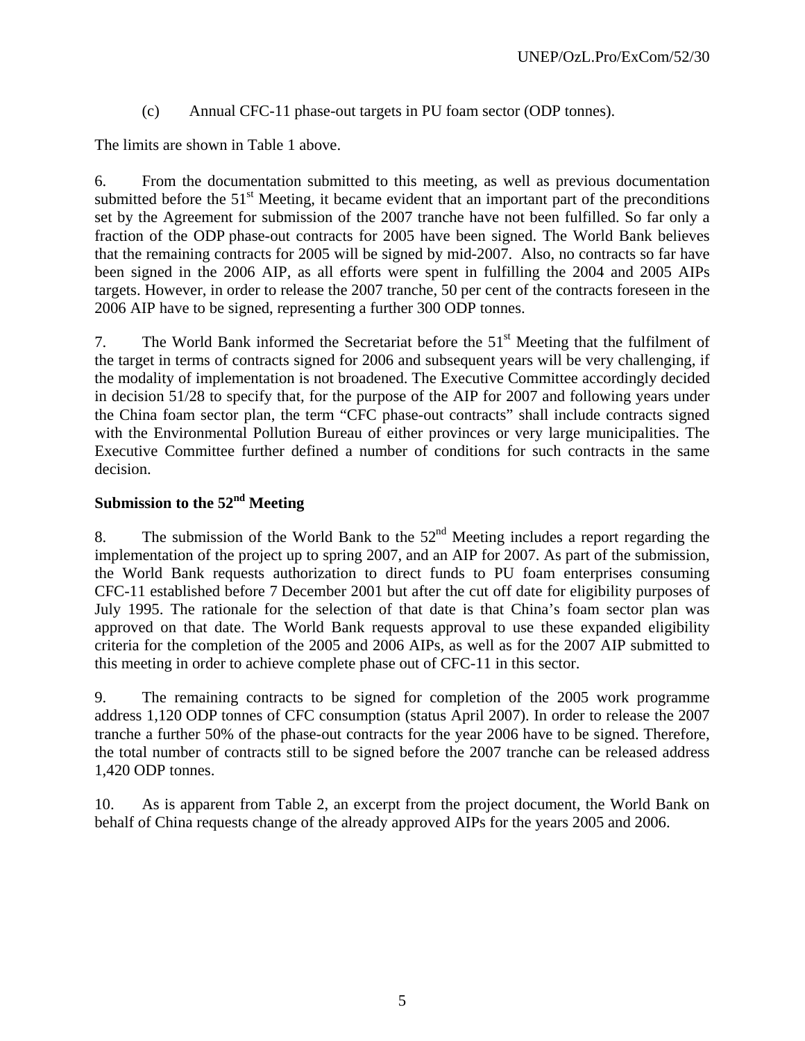(c) Annual CFC-11 phase-out targets in PU foam sector (ODP tonnes).

The limits are shown in Table 1 above.

6. From the documentation submitted to this meeting, as well as previous documentation submitted before the 51st Meeting, it became evident that an important part of the preconditions set by the Agreement for submission of the 2007 tranche have not been fulfilled. So far only a fraction of the ODP phase-out contracts for 2005 have been signed. The World Bank believes that the remaining contracts for 2005 will be signed by mid-2007. Also, no contracts so far have been signed in the 2006 AIP, as all efforts were spent in fulfilling the 2004 and 2005 AIPs targets. However, in order to release the 2007 tranche, 50 per cent of the contracts foreseen in the 2006 AIP have to be signed, representing a further 300 ODP tonnes.

7. The World Bank informed the Secretariat before the 51st Meeting that the fulfilment of the target in terms of contracts signed for 2006 and subsequent years will be very challenging, if the modality of implementation is not broadened. The Executive Committee accordingly decided in decision 51/28 to specify that, for the purpose of the AIP for 2007 and following years under the China foam sector plan, the term "CFC phase-out contracts" shall include contracts signed with the Environmental Pollution Bureau of either provinces or very large municipalities. The Executive Committee further defined a number of conditions for such contracts in the same decision.

**Submission to the 52nd Meeting**

8. The submission of the World Bank to the 52nd Meeting includes a report regarding the implementation of the project up to spring 2007, and an AIP for 2007. As part of the submission, the World Bank requests authorization to direct funds to PU foam enterprises consuming CFC-11 established before 7 December 2001 but after the cut off date for eligibility purposes of July 1995. The rationale for the selection of that date is that China's foam sector plan was approved on that date. The World Bank requests approval to use these expanded eligibility criteria for the completion of the 2005 and 2006 AIPs, as well as for the 2007 AIP submitted to this meeting in order to achieve complete phase out of CFC-11 in this sector.

9. The remaining contracts to be signed for completion of the 2005 work programme address 1,120 ODP tonnes of CFC consumption (status April 2007). In order to release the 2007 tranche a further 50% of the phase-out contracts for the year 2006 have to be signed. Therefore, the total number of contracts still to be signed before the 2007 tranche can be released address 1,420 ODP tonnes.

10. As is apparent from Table 2, an excerpt from the project document, the World Bank on behalf of China requests change of the already approved AIPs for the years 2005 and 2006.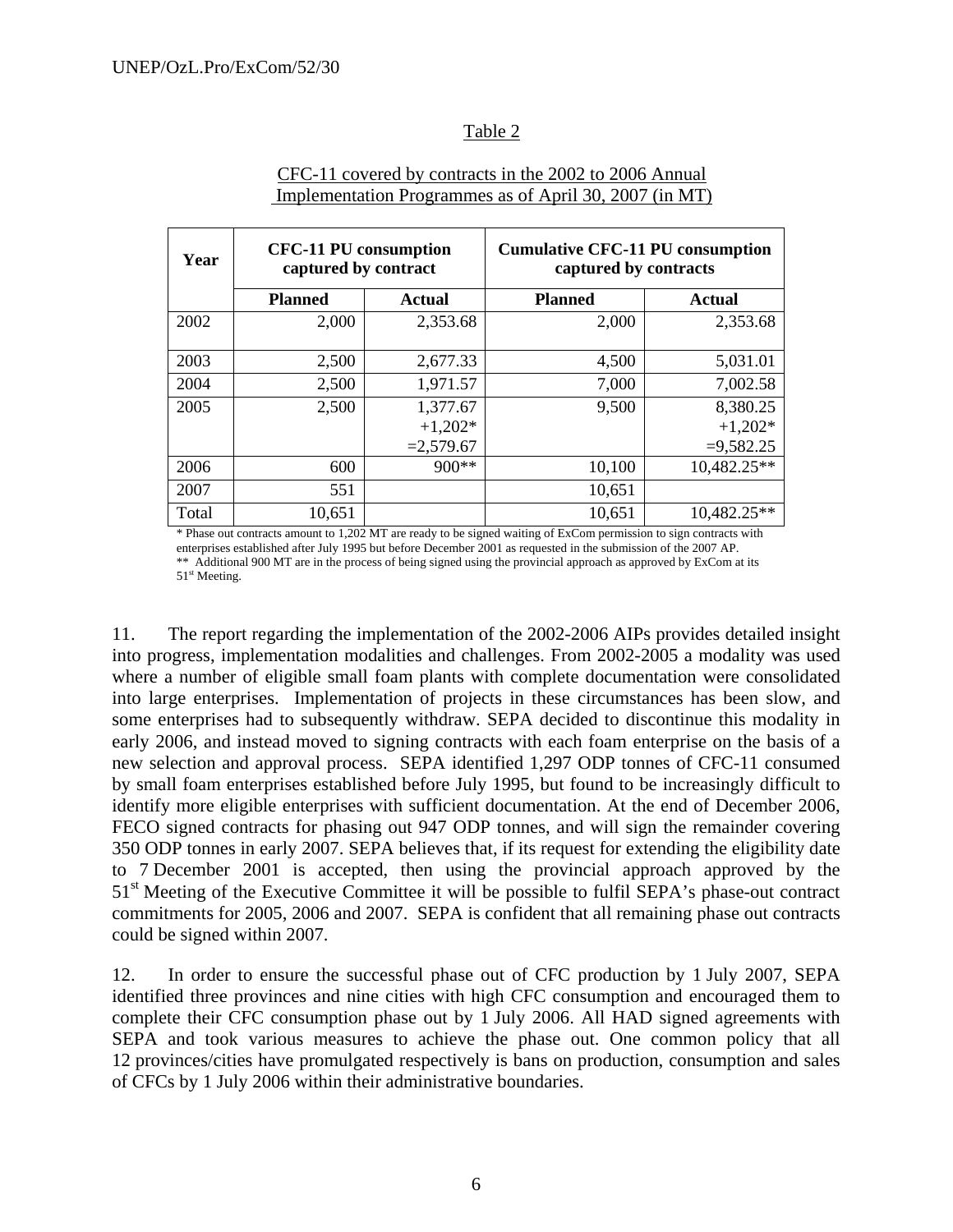Table 2

CFC-11 covered by contracts in the 2002 to 2006 Annual Implementation Programmes as of April 30, 2007 (in MT)

| Year | CFC-11 PU consumption captured by contract | | Cumulative CFC-11 PU consumption captured by contracts | |
|---|---|---|---|---|
| | **Planned** | **Actual** | **Planned** | **Actual** |
| 2002 | 2,000 | 2,353.68 | 2,000 | 2,353.68 |
| 2003 | 2,500 | 2,677.33 | 4,500 | 5,031.01 |
| 2004 | 2,500 | 1,971.57 | 7,000 | 7,002.58 |
| 2005 | 2,500 | 1,377.67 +1,202* =2,579.67 | 9,500 | 8,380.25 +1,202* =9,582.25 |
| 2006 | 600 | 900** | 10,100 | 10,482.25** |
| 2007 | 551 | | 10,651 | |
| Total | 10,651 | | 10,651 | 10,482.25** |

\* Phase out contracts amount to 1,202 MT are ready to be signed waiting of ExCom permission to sign contracts with enterprises established after July 1995 but before December 2001 as requested in the submission of the 2007 AP.
\*\* Additional 900 MT are in the process of being signed using the provincial approach as approved by ExCom at its 51st Meeting.

11. The report regarding the implementation of the 2002-2006 AIPs provides detailed insight into progress, implementation modalities and challenges. From 2002-2005 a modality was used where a number of eligible small foam plants with complete documentation were consolidated into large enterprises. Implementation of projects in these circumstances has been slow, and some enterprises had to subsequently withdraw. SEPA decided to discontinue this modality in early 2006, and instead moved to signing contracts with each foam enterprise on the basis of a new selection and approval process. SEPA identified 1,297 ODP tonnes of CFC-11 consumed by small foam enterprises established before July 1995, but found to be increasingly difficult to identify more eligible enterprises with sufficient documentation. At the end of December 2006, FECO signed contracts for phasing out 947 ODP tonnes, and will sign the remainder covering 350 ODP tonnes in early 2007. SEPA believes that, if its request for extending the eligibility date to 7 December 2001 is accepted, then using the provincial approach approved by the 51st Meeting of the Executive Committee it will be possible to fulfil SEPA's phase-out contract commitments for 2005, 2006 and 2007. SEPA is confident that all remaining phase out contracts could be signed within 2007.

12. In order to ensure the successful phase out of CFC production by 1 July 2007, SEPA identified three provinces and nine cities with high CFC consumption and encouraged them to complete their CFC consumption phase out by 1 July 2006. All HAD signed agreements with SEPA and took various measures to achieve the phase out. One common policy that all 12 provinces/cities have promulgated respectively is bans on production, consumption and sales of CFCs by 1 July 2006 within their administrative boundaries.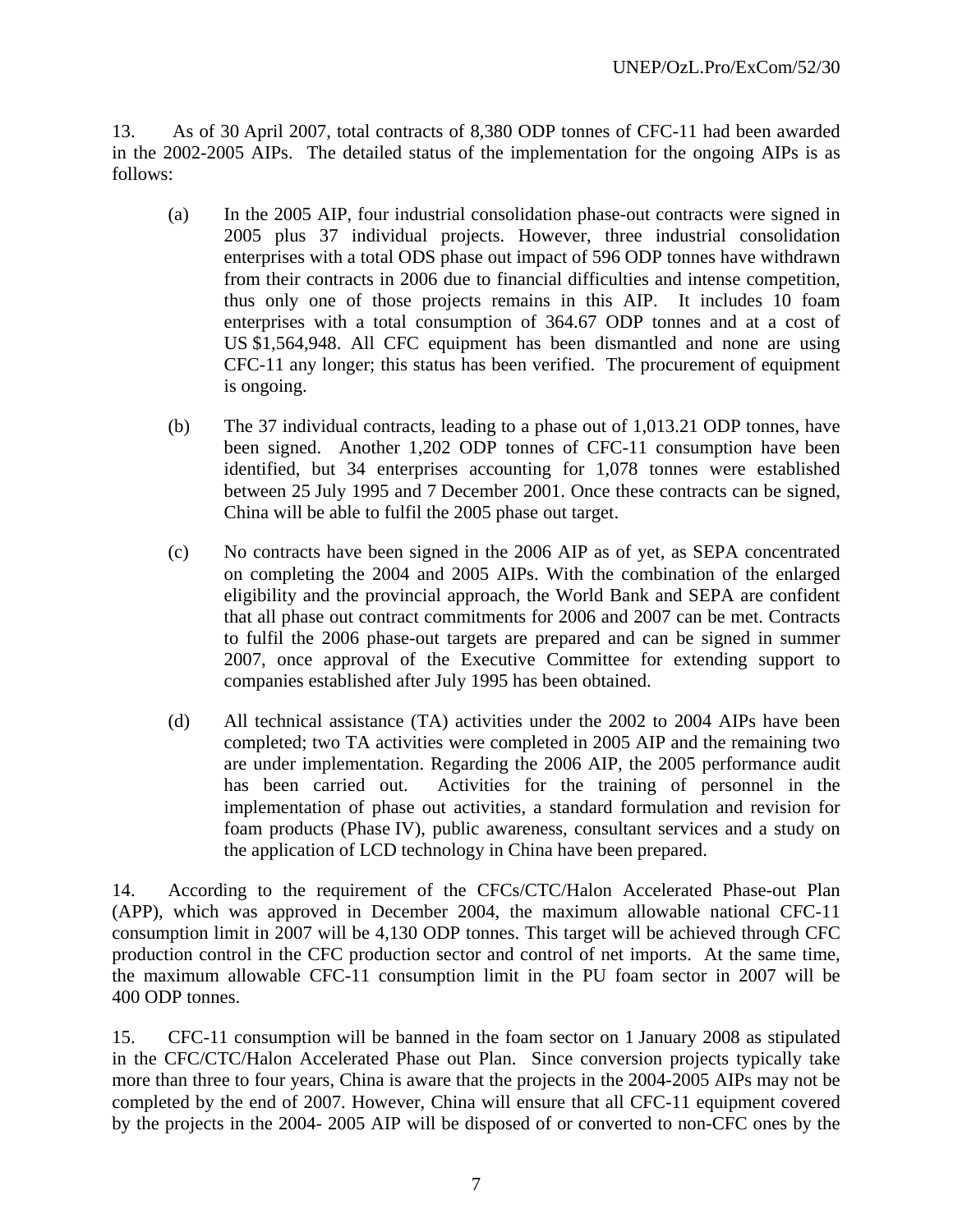13. As of 30 April 2007, total contracts of 8,380 ODP tonnes of CFC-11 had been awarded in the 2002-2005 AIPs. The detailed status of the implementation for the ongoing AIPs is as follows:

(a) In the 2005 AIP, four industrial consolidation phase-out contracts were signed in 2005 plus 37 individual projects. However, three industrial consolidation enterprises with a total ODS phase out impact of 596 ODP tonnes have withdrawn from their contracts in 2006 due to financial difficulties and intense competition, thus only one of those projects remains in this AIP. It includes 10 foam enterprises with a total consumption of 364.67 ODP tonnes and at a cost of US $1,564,948. All CFC equipment has been dismantled and none are using CFC-11 any longer; this status has been verified. The procurement of equipment is ongoing.

(b) The 37 individual contracts, leading to a phase out of 1,013.21 ODP tonnes, have been signed. Another 1,202 ODP tonnes of CFC-11 consumption have been identified, but 34 enterprises accounting for 1,078 tonnes were established between 25 July 1995 and 7 December 2001. Once these contracts can be signed, China will be able to fulfil the 2005 phase out target.

(c) No contracts have been signed in the 2006 AIP as of yet, as SEPA concentrated on completing the 2004 and 2005 AIPs. With the combination of the enlarged eligibility and the provincial approach, the World Bank and SEPA are confident that all phase out contract commitments for 2006 and 2007 can be met. Contracts to fulfil the 2006 phase-out targets are prepared and can be signed in summer 2007, once approval of the Executive Committee for extending support to companies established after July 1995 has been obtained.

(d) All technical assistance (TA) activities under the 2002 to 2004 AIPs have been completed; two TA activities were completed in 2005 AIP and the remaining two are under implementation. Regarding the 2006 AIP, the 2005 performance audit has been carried out. Activities for the training of personnel in the implementation of phase out activities, a standard formulation and revision for foam products (Phase IV), public awareness, consultant services and a study on the application of LCD technology in China have been prepared.

14. According to the requirement of the CFCs/CTC/Halon Accelerated Phase-out Plan (APP), which was approved in December 2004, the maximum allowable national CFC-11 consumption limit in 2007 will be 4,130 ODP tonnes. This target will be achieved through CFC production control in the CFC production sector and control of net imports. At the same time, the maximum allowable CFC-11 consumption limit in the PU foam sector in 2007 will be 400 ODP tonnes.

15. CFC-11 consumption will be banned in the foam sector on 1 January 2008 as stipulated in the CFC/CTC/Halon Accelerated Phase out Plan. Since conversion projects typically take more than three to four years, China is aware that the projects in the 2004-2005 AIPs may not be completed by the end of 2007. However, China will ensure that all CFC-11 equipment covered by the projects in the 2004- 2005 AIP will be disposed of or converted to non-CFC ones by the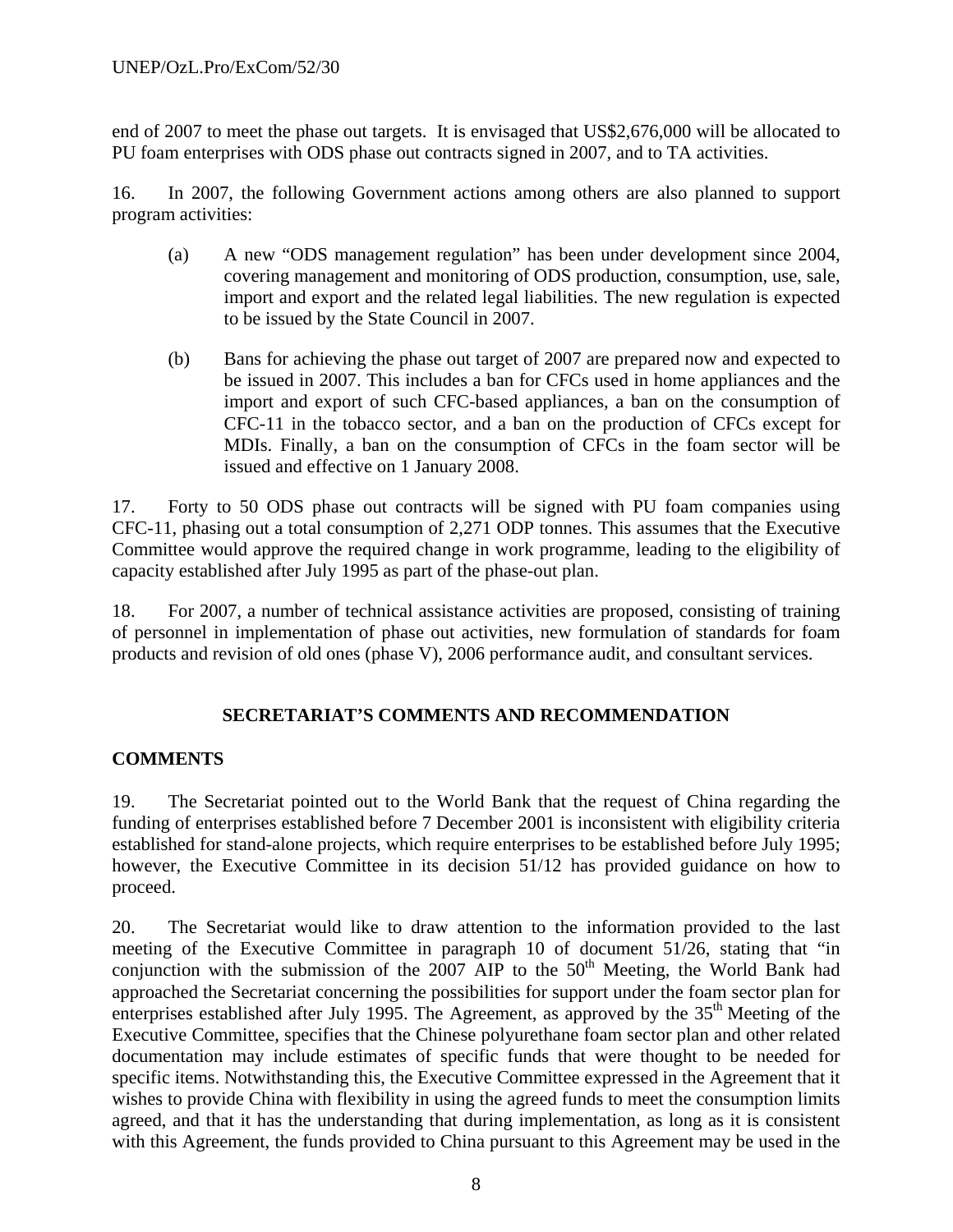end of 2007 to meet the phase out targets. It is envisaged that US$2,676,000 will be allocated to PU foam enterprises with ODS phase out contracts signed in 2007, and to TA activities.

16. In 2007, the following Government actions among others are also planned to support program activities:

(a) A new "ODS management regulation" has been under development since 2004, covering management and monitoring of ODS production, consumption, use, sale, import and export and the related legal liabilities. The new regulation is expected to be issued by the State Council in 2007.

(b) Bans for achieving the phase out target of 2007 are prepared now and expected to be issued in 2007. This includes a ban for CFCs used in home appliances and the import and export of such CFC-based appliances, a ban on the consumption of CFC-11 in the tobacco sector, and a ban on the production of CFCs except for MDIs. Finally, a ban on the consumption of CFCs in the foam sector will be issued and effective on 1 January 2008.

17. Forty to 50 ODS phase out contracts will be signed with PU foam companies using CFC-11, phasing out a total consumption of 2,271 ODP tonnes. This assumes that the Executive Committee would approve the required change in work programme, leading to the eligibility of capacity established after July 1995 as part of the phase-out plan.

18. For 2007, a number of technical assistance activities are proposed, consisting of training of personnel in implementation of phase out activities, new formulation of standards for foam products and revision of old ones (phase V), 2006 performance audit, and consultant services.

## SECRETARIAT'S COMMENTS AND RECOMMENDATION

### COMMENTS

19. The Secretariat pointed out to the World Bank that the request of China regarding the funding of enterprises established before 7 December 2001 is inconsistent with eligibility criteria established for stand-alone projects, which require enterprises to be established before July 1995; however, the Executive Committee in its decision 51/12 has provided guidance on how to proceed.

20. The Secretariat would like to draw attention to the information provided to the last meeting of the Executive Committee in paragraph 10 of document 51/26, stating that "in conjunction with the submission of the 2007 AIP to the 50th Meeting, the World Bank had approached the Secretariat concerning the possibilities for support under the foam sector plan for enterprises established after July 1995. The Agreement, as approved by the 35th Meeting of the Executive Committee, specifies that the Chinese polyurethane foam sector plan and other related documentation may include estimates of specific funds that were thought to be needed for specific items. Notwithstanding this, the Executive Committee expressed in the Agreement that it wishes to provide China with flexibility in using the agreed funds to meet the consumption limits agreed, and that it has the understanding that during implementation, as long as it is consistent with this Agreement, the funds provided to China pursuant to this Agreement may be used in the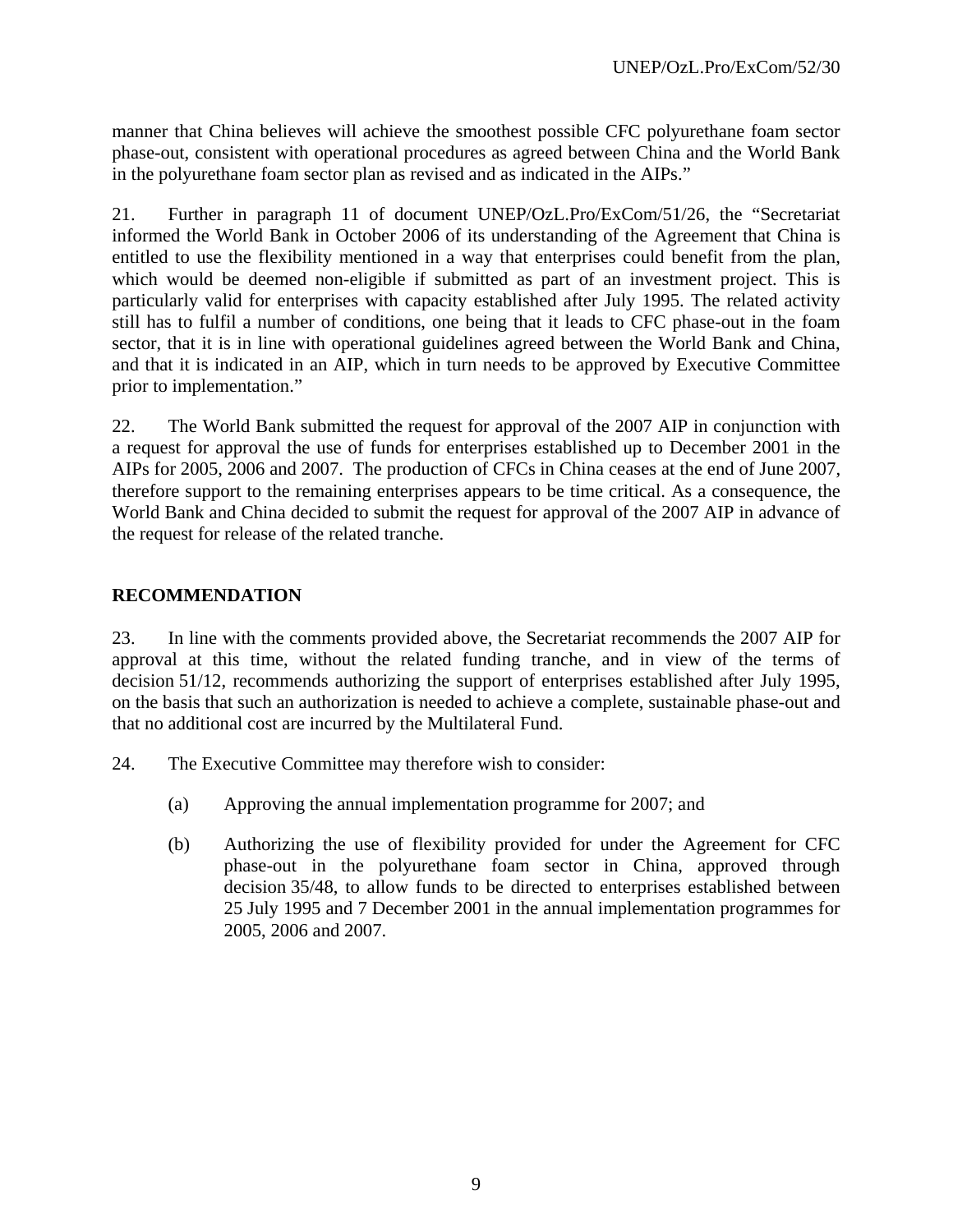manner that China believes will achieve the smoothest possible CFC polyurethane foam sector phase-out, consistent with operational procedures as agreed between China and the World Bank in the polyurethane foam sector plan as revised and as indicated in the AIPs."

21. Further in paragraph 11 of document UNEP/OzL.Pro/ExCom/51/26, the "Secretariat informed the World Bank in October 2006 of its understanding of the Agreement that China is entitled to use the flexibility mentioned in a way that enterprises could benefit from the plan, which would be deemed non-eligible if submitted as part of an investment project. This is particularly valid for enterprises with capacity established after July 1995. The related activity still has to fulfil a number of conditions, one being that it leads to CFC phase-out in the foam sector, that it is in line with operational guidelines agreed between the World Bank and China, and that it is indicated in an AIP, which in turn needs to be approved by Executive Committee prior to implementation."

22. The World Bank submitted the request for approval of the 2007 AIP in conjunction with a request for approval the use of funds for enterprises established up to December 2001 in the AIPs for 2005, 2006 and 2007. The production of CFCs in China ceases at the end of June 2007, therefore support to the remaining enterprises appears to be time critical. As a consequence, the World Bank and China decided to submit the request for approval of the 2007 AIP in advance of the request for release of the related tranche.

## RECOMMENDATION

23. In line with the comments provided above, the Secretariat recommends the 2007 AIP for approval at this time, without the related funding tranche, and in view of the terms of decision 51/12, recommends authorizing the support of enterprises established after July 1995, on the basis that such an authorization is needed to achieve a complete, sustainable phase-out and that no additional cost are incurred by the Multilateral Fund.

24. The Executive Committee may therefore wish to consider:

(a) Approving the annual implementation programme for 2007; and

(b) Authorizing the use of flexibility provided for under the Agreement for CFC phase-out in the polyurethane foam sector in China, approved through decision 35/48, to allow funds to be directed to enterprises established between 25 July 1995 and 7 December 2001 in the annual implementation programmes for 2005, 2006 and 2007.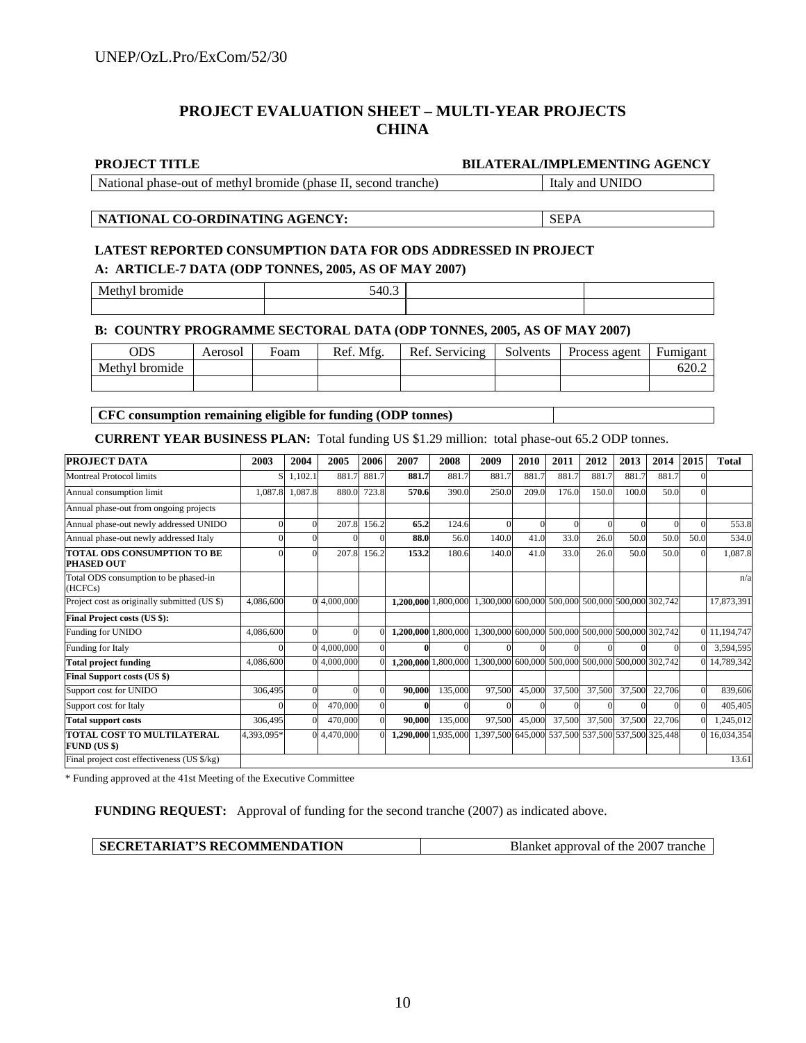## PROJECT EVALUATION SHEET – MULTI-YEAR PROJECTS
## CHINA

| PROJECT TITLE | BILATERAL/IMPLEMENTING AGENCY |
|---|---|
| National phase-out of methyl bromide (phase II, second tranche) | Italy and UNIDO |

| NATIONAL CO-ORDINATING AGENCY: | SEPA |
|---|---|

**LATEST REPORTED CONSUMPTION DATA FOR ODS ADDRESSED IN PROJECT**

**A: ARTICLE-7 DATA (ODP TONNES, 2005, AS OF MAY 2007)**

| Methyl bromide | 540.3 | | |
|---|---|---|---|
| | | | |

**B: COUNTRY PROGRAMME SECTORAL DATA (ODP TONNES, 2005, AS OF MAY 2007)**

| ODS | Aerosol | Foam | Ref. Mfg. | Ref. Servicing | Solvents | Process agent | Fumigant |
|---|---|---|---|---|---|---|---|
| Methyl bromide | | | | | | | 620.2 |
| | | | | | | | |

| CFC consumption remaining eligible for funding (ODP tonnes) | |
|---|---|

**CURRENT YEAR BUSINESS PLAN:** Total funding US $1.29 million: total phase-out 65.2 ODP tonnes.

| PROJECT DATA | 2003 | 2004 | 2005 | 2006 | 2007 | 2008 | 2009 | 2010 | 2011 | 2012 | 2013 | 2014 | 2015 | Total |
|---|---|---|---|---|---|---|---|---|---|---|---|---|---|---|
| Montreal Protocol limits | S | 1,102.1 | 881.7 | 881.7 | **881.7** | 881.7 | 881.7 | 881.7 | 881.7 | 881.7 | 881.7 | 881.7 | 0 | |
| Annual consumption limit | 1,087.8 | 1,087.8 | 880.0 | 723.8 | **570.6** | 390.0 | 250.0 | 209.0 | 176.0 | 150.0 | 100.0 | 50.0 | 0 | |
| Annual phase-out from ongoing projects | | | | | | | | | | | | | | |
| Annual phase-out newly addressed UNIDO | 0 | 0 | 207.8 | 156.2 | **65.2** | 124.6 | 0 | 0 | 0 | 0 | 0 | 0 | 0 | 553.8 |
| Annual phase-out newly addressed Italy | 0 | 0 | 0 | 0 | **88.0** | 56.0 | 140.0 | 41.0 | 33.0 | 26.0 | 50.0 | 50.0 | 50.0 | 534.0 |
| **TOTAL ODS CONSUMPTION TO BE PHASED OUT** | 0 | 0 | 207.8 | 156.2 | **153.2** | 180.6 | 140.0 | 41.0 | 33.0 | 26.0 | 50.0 | 50.0 | 0 | 1,087.8 |
| Total ODS consumption to be phased-in (HCFCs) | | | | | | | | | | | | | | n/a |
| Project cost as originally submitted (US $) | 4,086,600 | 0 | 4,000,000 | | **1,200,000** | 1,800,000 | 1,300,000 | 600,000 | 500,000 | 500,000 | 500,000 | 302,742 | | 17,873,391 |
| **Final Project costs (US $):** | | | | | | | | | | | | | | |
| Funding for UNIDO | 4,086,600 | 0 | 0 | 0 | **1,200,000** | 1,800,000 | 1,300,000 | 600,000 | 500,000 | 500,000 | 500,000 | 302,742 | 0 | 11,194,747 |
| Funding for Italy | 0 | 0 | 4,000,000 | 0 | **0** | 0 | 0 | 0 | 0 | 0 | 0 | 0 | 0 | 3,594,595 |
| **Total project funding** | 4,086,600 | 0 | 4,000,000 | 0 | **1,200,000** | 1,800,000 | 1,300,000 | 600,000 | 500,000 | 500,000 | 500,000 | 302,742 | 0 | 14,789,342 |
| **Final Support costs (US $)** | | | | | | | | | | | | | | |
| Support cost for UNIDO | 306,495 | 0 | 0 | 0 | **90,000** | 135,000 | 97,500 | 45,000 | 37,500 | 37,500 | 37,500 | 22,706 | 0 | 839,606 |
| Support cost for Italy | 0 | 0 | 470,000 | 0 | **0** | 0 | 0 | 0 | 0 | 0 | 0 | 0 | 0 | 405,405 |
| **Total support costs** | 306,495 | 0 | 470,000 | 0 | **90,000** | 135,000 | 97,500 | 45,000 | 37,500 | 37,500 | 37,500 | 22,706 | 0 | 1,245,012 |
| **TOTAL COST TO MULTILATERAL FUND (US $)** | 4,393,095* | 0 | 4,470,000 | 0 | **1,290,000** | 1,935,000 | 1,397,500 | 645,000 | 537,500 | 537,500 | 537,500 | 325,448 | 0 | 16,034,354 |
| Final project cost effectiveness (US $/kg) | | | | | | | | | | | | | | 13.61 |

* Funding approved at the 41st Meeting of the Executive Committee

**FUNDING REQUEST:** Approval of funding for the second tranche (2007) as indicated above.

| SECRETARIAT'S RECOMMENDATION | Blanket approval of the 2007 tranche |
|---|---|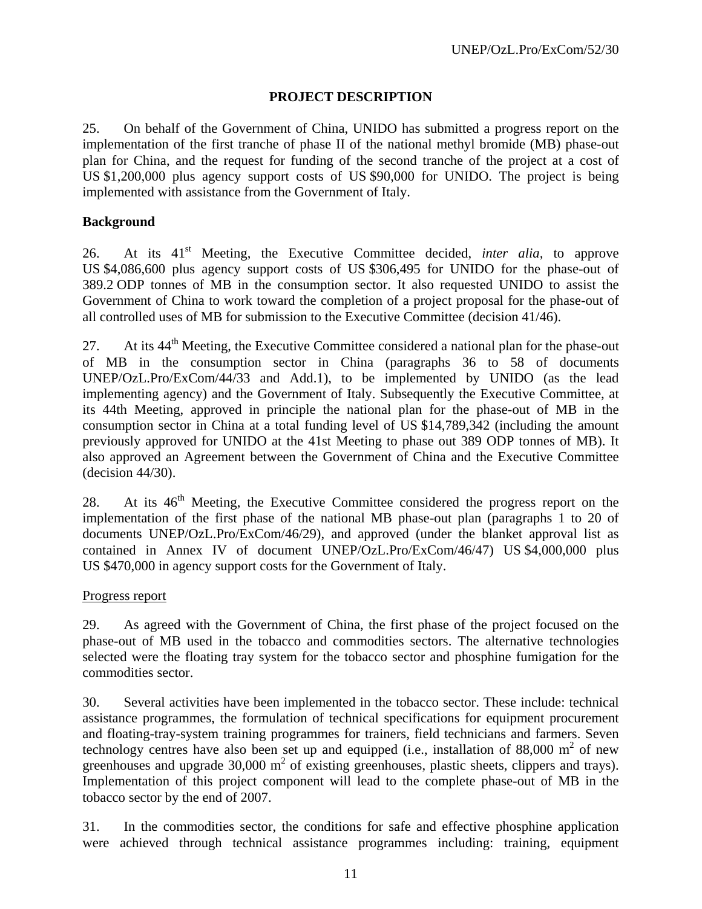**PROJECT DESCRIPTION**

25. On behalf of the Government of China, UNIDO has submitted a progress report on the implementation of the first tranche of phase II of the national methyl bromide (MB) phase-out plan for China, and the request for funding of the second tranche of the project at a cost of US $1,200,000 plus agency support costs of US $90,000 for UNIDO. The project is being implemented with assistance from the Government of Italy.

**Background**

26. At its 41st Meeting, the Executive Committee decided, *inter alia,* to approve US $4,086,600 plus agency support costs of US $306,495 for UNIDO for the phase-out of 389.2 ODP tonnes of MB in the consumption sector. It also requested UNIDO to assist the Government of China to work toward the completion of a project proposal for the phase-out of all controlled uses of MB for submission to the Executive Committee (decision 41/46).

27. At its 44th Meeting, the Executive Committee considered a national plan for the phase-out of MB in the consumption sector in China (paragraphs 36 to 58 of documents UNEP/OzL.Pro/ExCom/44/33 and Add.1), to be implemented by UNIDO (as the lead implementing agency) and the Government of Italy. Subsequently the Executive Committee, at its 44th Meeting, approved in principle the national plan for the phase-out of MB in the consumption sector in China at a total funding level of US $14,789,342 (including the amount previously approved for UNIDO at the 41st Meeting to phase out 389 ODP tonnes of MB). It also approved an Agreement between the Government of China and the Executive Committee (decision 44/30).

28. At its 46th Meeting, the Executive Committee considered the progress report on the implementation of the first phase of the national MB phase-out plan (paragraphs 1 to 20 of documents UNEP/OzL.Pro/ExCom/46/29), and approved (under the blanket approval list as contained in Annex IV of document UNEP/OzL.Pro/ExCom/46/47) US $4,000,000 plus US $470,000 in agency support costs for the Government of Italy.

<u>Progress report</u>

29. As agreed with the Government of China, the first phase of the project focused on the phase-out of MB used in the tobacco and commodities sectors. The alternative technologies selected were the floating tray system for the tobacco sector and phosphine fumigation for the commodities sector.

30. Several activities have been implemented in the tobacco sector. These include: technical assistance programmes, the formulation of technical specifications for equipment procurement and floating-tray-system training programmes for trainers, field technicians and farmers. Seven technology centres have also been set up and equipped (i.e., installation of 88,000 m$^2$ of new greenhouses and upgrade 30,000 m$^2$ of existing greenhouses, plastic sheets, clippers and trays). Implementation of this project component will lead to the complete phase-out of MB in the tobacco sector by the end of 2007.

31. In the commodities sector, the conditions for safe and effective phosphine application were achieved through technical assistance programmes including: training, equipment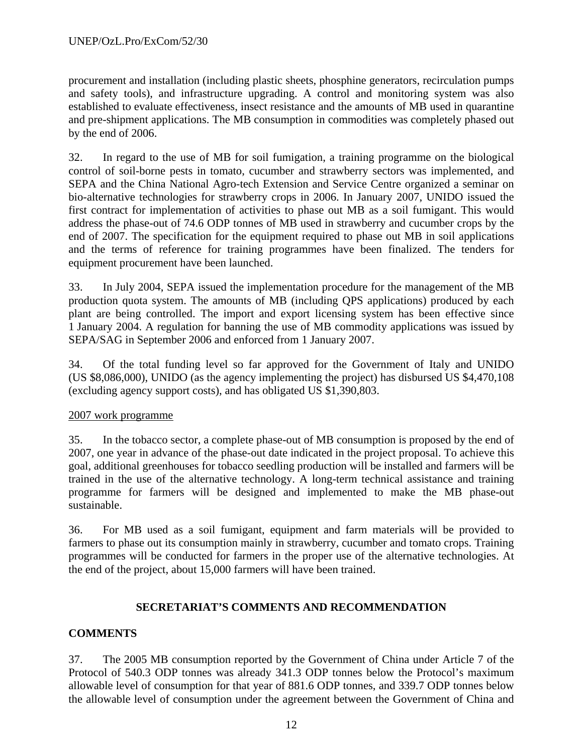procurement and installation (including plastic sheets, phosphine generators, recirculation pumps and safety tools), and infrastructure upgrading. A control and monitoring system was also established to evaluate effectiveness, insect resistance and the amounts of MB used in quarantine and pre-shipment applications. The MB consumption in commodities was completely phased out by the end of 2006.

32. In regard to the use of MB for soil fumigation, a training programme on the biological control of soil-borne pests in tomato, cucumber and strawberry sectors was implemented, and SEPA and the China National Agro-tech Extension and Service Centre organized a seminar on bio-alternative technologies for strawberry crops in 2006. In January 2007, UNIDO issued the first contract for implementation of activities to phase out MB as a soil fumigant. This would address the phase-out of 74.6 ODP tonnes of MB used in strawberry and cucumber crops by the end of 2007. The specification for the equipment required to phase out MB in soil applications and the terms of reference for training programmes have been finalized. The tenders for equipment procurement have been launched.

33. In July 2004, SEPA issued the implementation procedure for the management of the MB production quota system. The amounts of MB (including QPS applications) produced by each plant are being controlled. The import and export licensing system has been effective since 1 January 2004. A regulation for banning the use of MB commodity applications was issued by SEPA/SAG in September 2006 and enforced from 1 January 2007.

34. Of the total funding level so far approved for the Government of Italy and UNIDO (US $8,086,000), UNIDO (as the agency implementing the project) has disbursed US $4,470,108 (excluding agency support costs), and has obligated US $1,390,803.

<u>2007 work programme</u>

35. In the tobacco sector, a complete phase-out of MB consumption is proposed by the end of 2007, one year in advance of the phase-out date indicated in the project proposal. To achieve this goal, additional greenhouses for tobacco seedling production will be installed and farmers will be trained in the use of the alternative technology. A long-term technical assistance and training programme for farmers will be designed and implemented to make the MB phase-out sustainable.

36. For MB used as a soil fumigant, equipment and farm materials will be provided to farmers to phase out its consumption mainly in strawberry, cucumber and tomato crops. Training programmes will be conducted for farmers in the proper use of the alternative technologies. At the end of the project, about 15,000 farmers will have been trained.

## SECRETARIAT'S COMMENTS AND RECOMMENDATION

### COMMENTS

37. The 2005 MB consumption reported by the Government of China under Article 7 of the Protocol of 540.3 ODP tonnes was already 341.3 ODP tonnes below the Protocol's maximum allowable level of consumption for that year of 881.6 ODP tonnes, and 339.7 ODP tonnes below the allowable level of consumption under the agreement between the Government of China and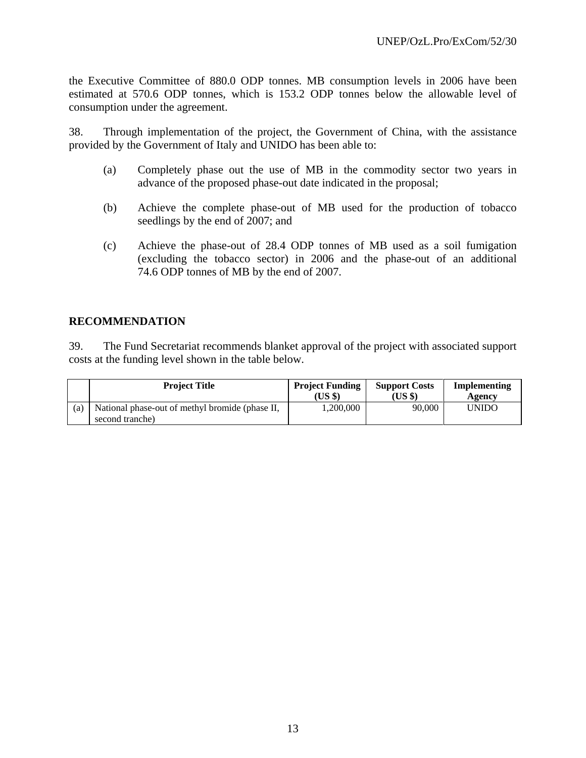the Executive Committee of 880.0 ODP tonnes. MB consumption levels in 2006 have been estimated at 570.6 ODP tonnes, which is 153.2 ODP tonnes below the allowable level of consumption under the agreement.

38. Through implementation of the project, the Government of China, with the assistance provided by the Government of Italy and UNIDO has been able to:

(a) Completely phase out the use of MB in the commodity sector two years in advance of the proposed phase-out date indicated in the proposal;

(b) Achieve the complete phase-out of MB used for the production of tobacco seedlings by the end of 2007; and

(c) Achieve the phase-out of 28.4 ODP tonnes of MB used as a soil fumigation (excluding the tobacco sector) in 2006 and the phase-out of an additional 74.6 ODP tonnes of MB by the end of 2007.

## RECOMMENDATION

39. The Fund Secretariat recommends blanket approval of the project with associated support costs at the funding level shown in the table below.

| | Project Title | Project Funding (US $) | Support Costs (US $) | Implementing Agency |
|---|---|---|---|---|
| (a) | National phase-out of methyl bromide (phase II, second tranche) | 1,200,000 | 90,000 | UNIDO |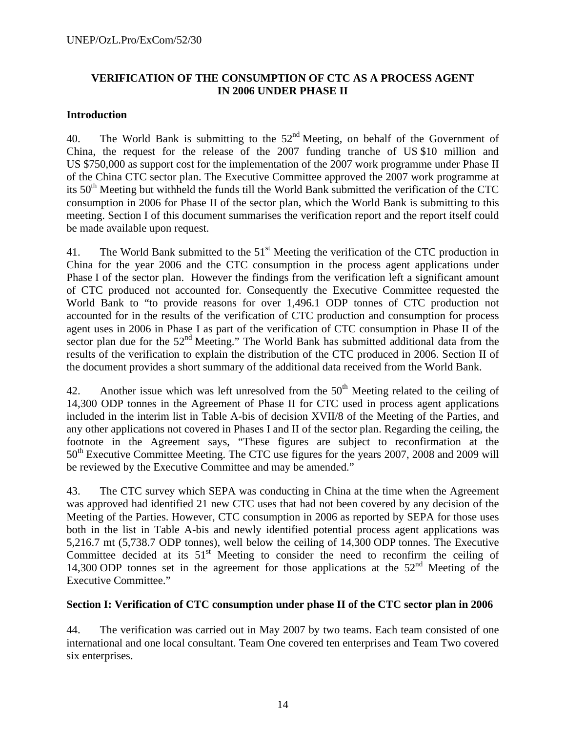## VERIFICATION OF THE CONSUMPTION OF CTC AS A PROCESS AGENT IN 2006 UNDER PHASE II

### Introduction

40. The World Bank is submitting to the 52nd Meeting, on behalf of the Government of China, the request for the release of the 2007 funding tranche of US $10 million and US $750,000 as support cost for the implementation of the 2007 work programme under Phase II of the China CTC sector plan. The Executive Committee approved the 2007 work programme at its 50th Meeting but withheld the funds till the World Bank submitted the verification of the CTC consumption in 2006 for Phase II of the sector plan, which the World Bank is submitting to this meeting. Section I of this document summarises the verification report and the report itself could be made available upon request.

41. The World Bank submitted to the 51st Meeting the verification of the CTC production in China for the year 2006 and the CTC consumption in the process agent applications under Phase I of the sector plan. However the findings from the verification left a significant amount of CTC produced not accounted for. Consequently the Executive Committee requested the World Bank to "to provide reasons for over 1,496.1 ODP tonnes of CTC production not accounted for in the results of the verification of CTC production and consumption for process agent uses in 2006 in Phase I as part of the verification of CTC consumption in Phase II of the sector plan due for the 52nd Meeting." The World Bank has submitted additional data from the results of the verification to explain the distribution of the CTC produced in 2006. Section II of the document provides a short summary of the additional data received from the World Bank.

42. Another issue which was left unresolved from the 50th Meeting related to the ceiling of 14,300 ODP tonnes in the Agreement of Phase II for CTC used in process agent applications included in the interim list in Table A-bis of decision XVII/8 of the Meeting of the Parties, and any other applications not covered in Phases I and II of the sector plan. Regarding the ceiling, the footnote in the Agreement says, "These figures are subject to reconfirmation at the 50th Executive Committee Meeting. The CTC use figures for the years 2007, 2008 and 2009 will be reviewed by the Executive Committee and may be amended."

43. The CTC survey which SEPA was conducting in China at the time when the Agreement was approved had identified 21 new CTC uses that had not been covered by any decision of the Meeting of the Parties. However, CTC consumption in 2006 as reported by SEPA for those uses both in the list in Table A-bis and newly identified potential process agent applications was 5,216.7 mt (5,738.7 ODP tonnes), well below the ceiling of 14,300 ODP tonnes. The Executive Committee decided at its 51st Meeting to consider the need to reconfirm the ceiling of 14,300 ODP tonnes set in the agreement for those applications at the 52nd Meeting of the Executive Committee."

### Section I: Verification of CTC consumption under phase II of the CTC sector plan in 2006

44. The verification was carried out in May 2007 by two teams. Each team consisted of one international and one local consultant. Team One covered ten enterprises and Team Two covered six enterprises.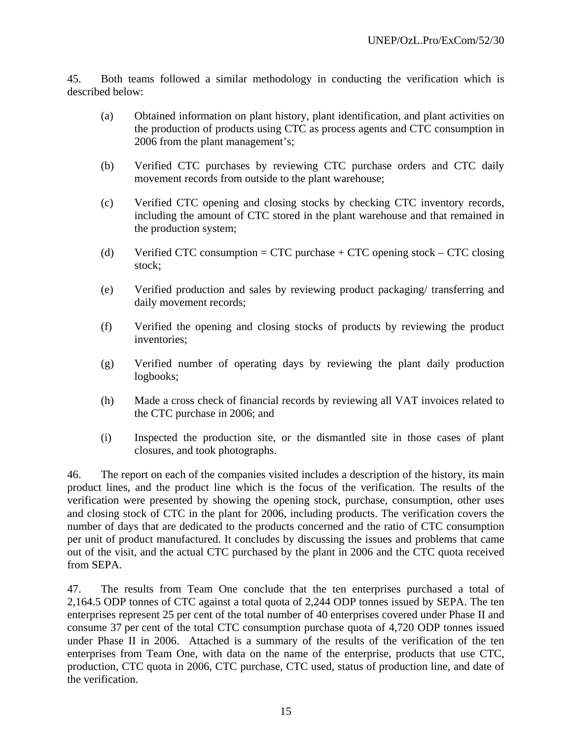45. Both teams followed a similar methodology in conducting the verification which is described below:

(a) Obtained information on plant history, plant identification, and plant activities on the production of products using CTC as process agents and CTC consumption in 2006 from the plant management's;

(b) Verified CTC purchases by reviewing CTC purchase orders and CTC daily movement records from outside to the plant warehouse;

(c) Verified CTC opening and closing stocks by checking CTC inventory records, including the amount of CTC stored in the plant warehouse and that remained in the production system;

(d) Verified CTC consumption = CTC purchase + CTC opening stock – CTC closing stock;

(e) Verified production and sales by reviewing product packaging/ transferring and daily movement records;

(f) Verified the opening and closing stocks of products by reviewing the product inventories;

(g) Verified number of operating days by reviewing the plant daily production logbooks;

(h) Made a cross check of financial records by reviewing all VAT invoices related to the CTC purchase in 2006; and

(i) Inspected the production site, or the dismantled site in those cases of plant closures, and took photographs.

46. The report on each of the companies visited includes a description of the history, its main product lines, and the product line which is the focus of the verification. The results of the verification were presented by showing the opening stock, purchase, consumption, other uses and closing stock of CTC in the plant for 2006, including products. The verification covers the number of days that are dedicated to the products concerned and the ratio of CTC consumption per unit of product manufactured. It concludes by discussing the issues and problems that came out of the visit, and the actual CTC purchased by the plant in 2006 and the CTC quota received from SEPA.

47. The results from Team One conclude that the ten enterprises purchased a total of 2,164.5 ODP tonnes of CTC against a total quota of 2,244 ODP tonnes issued by SEPA. The ten enterprises represent 25 per cent of the total number of 40 enterprises covered under Phase II and consume 37 per cent of the total CTC consumption purchase quota of 4,720 ODP tonnes issued under Phase II in 2006. Attached is a summary of the results of the verification of the ten enterprises from Team One, with data on the name of the enterprise, products that use CTC, production, CTC quota in 2006, CTC purchase, CTC used, status of production line, and date of the verification.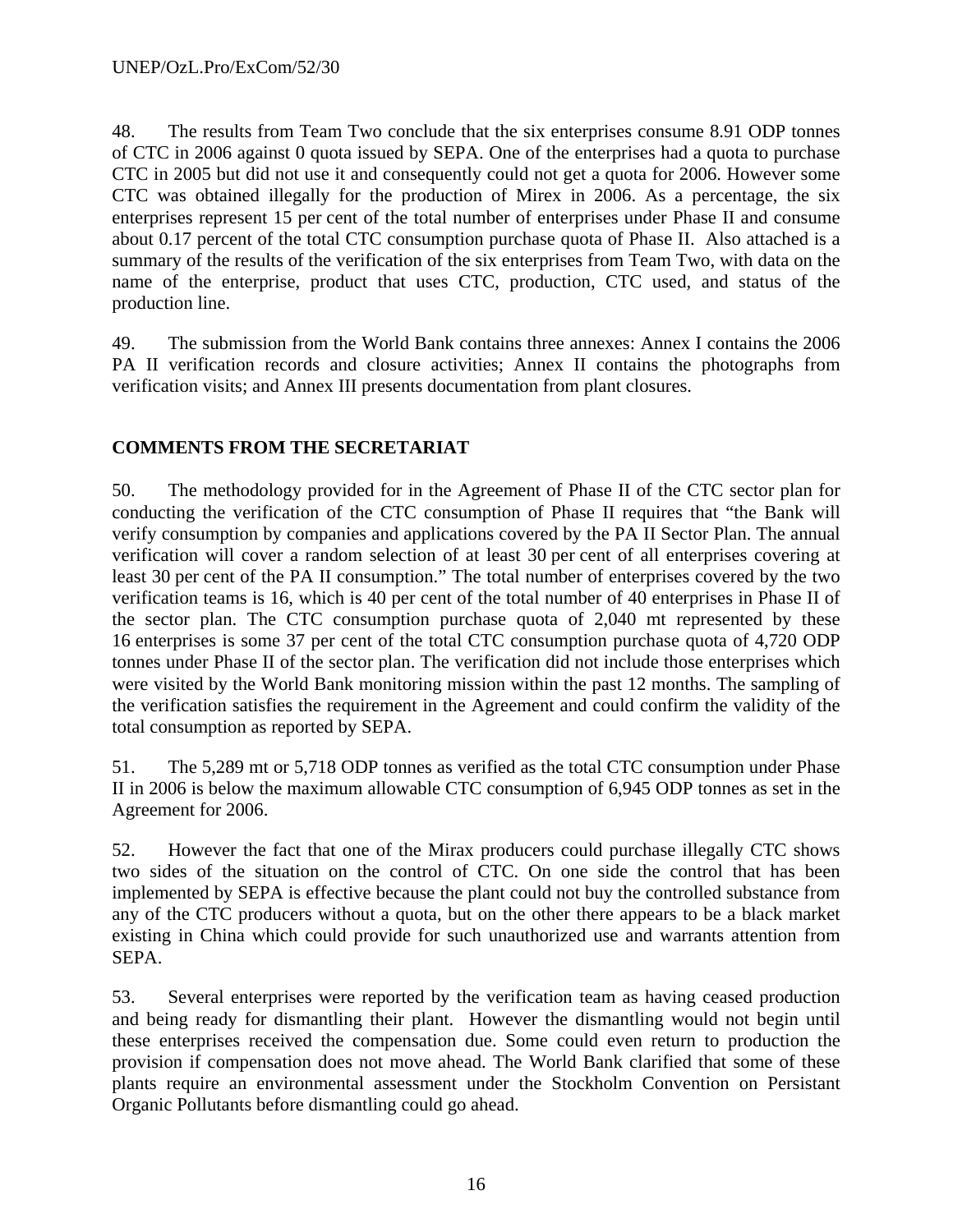48. The results from Team Two conclude that the six enterprises consume 8.91 ODP tonnes of CTC in 2006 against 0 quota issued by SEPA. One of the enterprises had a quota to purchase CTC in 2005 but did not use it and consequently could not get a quota for 2006. However some CTC was obtained illegally for the production of Mirex in 2006. As a percentage, the six enterprises represent 15 per cent of the total number of enterprises under Phase II and consume about 0.17 percent of the total CTC consumption purchase quota of Phase II. Also attached is a summary of the results of the verification of the six enterprises from Team Two, with data on the name of the enterprise, product that uses CTC, production, CTC used, and status of the production line.

49. The submission from the World Bank contains three annexes: Annex I contains the 2006 PA II verification records and closure activities; Annex II contains the photographs from verification visits; and Annex III presents documentation from plant closures.

## COMMENTS FROM THE SECRETARIAT

50. The methodology provided for in the Agreement of Phase II of the CTC sector plan for conducting the verification of the CTC consumption of Phase II requires that "the Bank will verify consumption by companies and applications covered by the PA II Sector Plan. The annual verification will cover a random selection of at least 30 per cent of all enterprises covering at least 30 per cent of the PA II consumption." The total number of enterprises covered by the two verification teams is 16, which is 40 per cent of the total number of 40 enterprises in Phase II of the sector plan. The CTC consumption purchase quota of 2,040 mt represented by these 16 enterprises is some 37 per cent of the total CTC consumption purchase quota of 4,720 ODP tonnes under Phase II of the sector plan. The verification did not include those enterprises which were visited by the World Bank monitoring mission within the past 12 months. The sampling of the verification satisfies the requirement in the Agreement and could confirm the validity of the total consumption as reported by SEPA.

51. The 5,289 mt or 5,718 ODP tonnes as verified as the total CTC consumption under Phase II in 2006 is below the maximum allowable CTC consumption of 6,945 ODP tonnes as set in the Agreement for 2006.

52. However the fact that one of the Mirax producers could purchase illegally CTC shows two sides of the situation on the control of CTC. On one side the control that has been implemented by SEPA is effective because the plant could not buy the controlled substance from any of the CTC producers without a quota, but on the other there appears to be a black market existing in China which could provide for such unauthorized use and warrants attention from SEPA.

53. Several enterprises were reported by the verification team as having ceased production and being ready for dismantling their plant. However the dismantling would not begin until these enterprises received the compensation due. Some could even return to production the provision if compensation does not move ahead. The World Bank clarified that some of these plants require an environmental assessment under the Stockholm Convention on Persistant Organic Pollutants before dismantling could go ahead.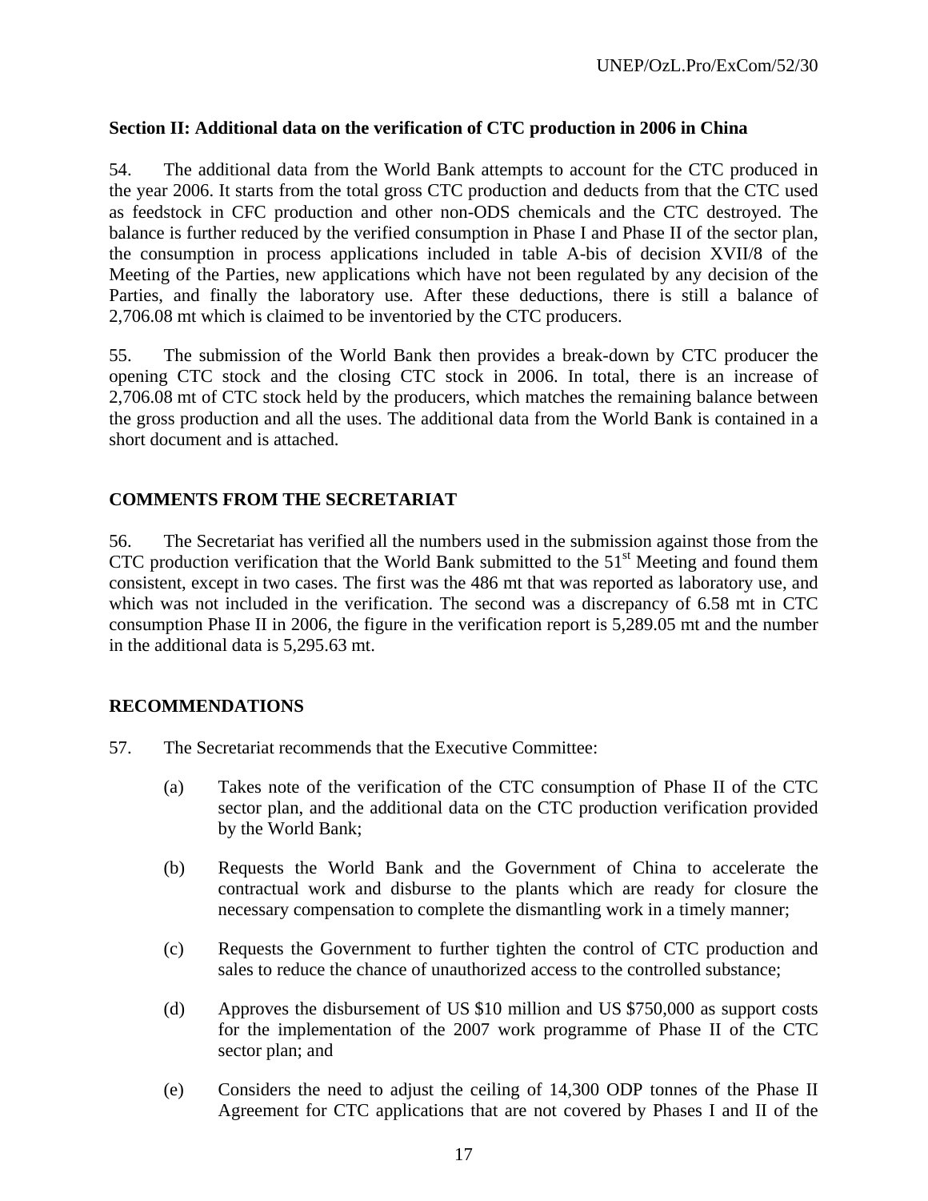**Section II: Additional data on the verification of CTC production in 2006 in China**

54. The additional data from the World Bank attempts to account for the CTC produced in the year 2006. It starts from the total gross CTC production and deducts from that the CTC used as feedstock in CFC production and other non-ODS chemicals and the CTC destroyed. The balance is further reduced by the verified consumption in Phase I and Phase II of the sector plan, the consumption in process applications included in table A-bis of decision XVII/8 of the Meeting of the Parties, new applications which have not been regulated by any decision of the Parties, and finally the laboratory use. After these deductions, there is still a balance of 2,706.08 mt which is claimed to be inventoried by the CTC producers.

55. The submission of the World Bank then provides a break-down by CTC producer the opening CTC stock and the closing CTC stock in 2006. In total, there is an increase of 2,706.08 mt of CTC stock held by the producers, which matches the remaining balance between the gross production and all the uses. The additional data from the World Bank is contained in a short document and is attached.

## COMMENTS FROM THE SECRETARIAT

56. The Secretariat has verified all the numbers used in the submission against those from the CTC production verification that the World Bank submitted to the 51st Meeting and found them consistent, except in two cases. The first was the 486 mt that was reported as laboratory use, and which was not included in the verification. The second was a discrepancy of 6.58 mt in CTC consumption Phase II in 2006, the figure in the verification report is 5,289.05 mt and the number in the additional data is 5,295.63 mt.

## RECOMMENDATIONS

57. The Secretariat recommends that the Executive Committee:

(a) Takes note of the verification of the CTC consumption of Phase II of the CTC sector plan, and the additional data on the CTC production verification provided by the World Bank;

(b) Requests the World Bank and the Government of China to accelerate the contractual work and disburse to the plants which are ready for closure the necessary compensation to complete the dismantling work in a timely manner;

(c) Requests the Government to further tighten the control of CTC production and sales to reduce the chance of unauthorized access to the controlled substance;

(d) Approves the disbursement of US $10 million and US $750,000 as support costs for the implementation of the 2007 work programme of Phase II of the CTC sector plan; and

(e) Considers the need to adjust the ceiling of 14,300 ODP tonnes of the Phase II Agreement for CTC applications that are not covered by Phases I and II of the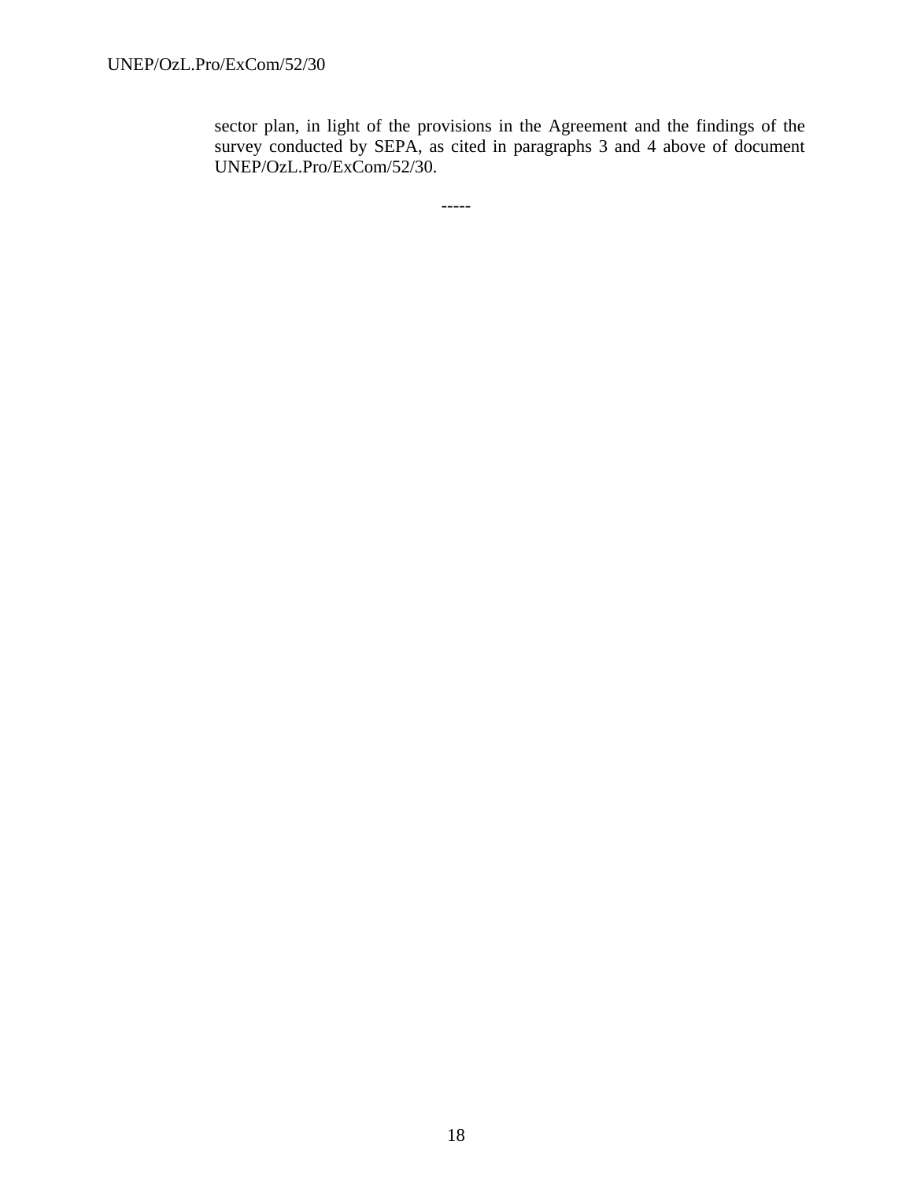sector plan, in light of the provisions in the Agreement and the findings of the survey conducted by SEPA, as cited in paragraphs 3 and 4 above of document UNEP/OzL.Pro/ExCom/52/30.

-----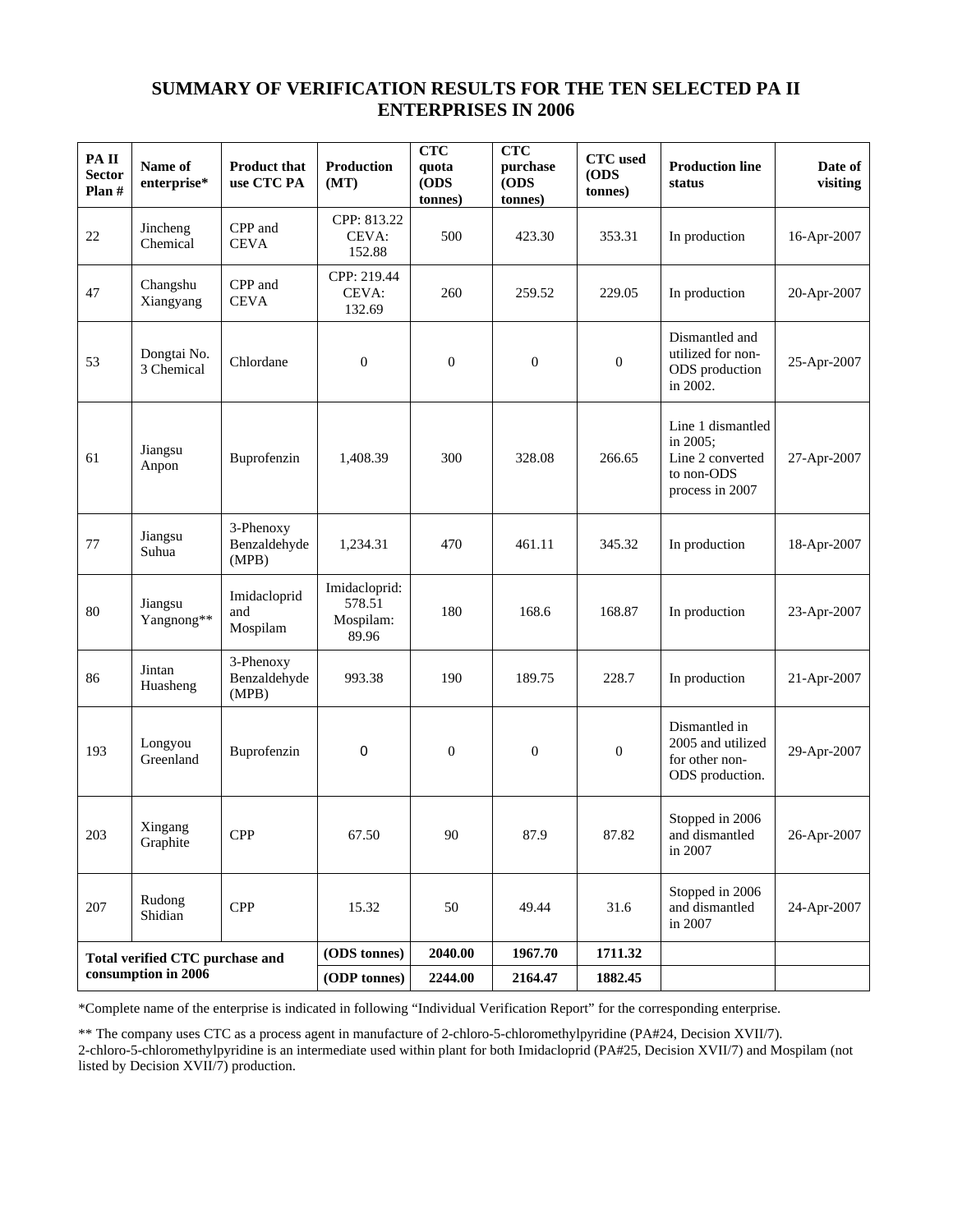# SUMMARY OF VERIFICATION RESULTS FOR THE TEN SELECTED PA II ENTERPRISES IN 2006

| PA II Sector Plan # | Name of enterprise* | Product that use CTC PA | Production (MT) | CTC quota (ODS tonnes) | CTC purchase (ODS tonnes) | CTC used (ODS tonnes) | Production line status | Date of visiting |
|---|---|---|---|---|---|---|---|---|
| 22 | Jincheng Chemical | CPP and CEVA | CPP: 813.22 CEVA: 152.88 | 500 | 423.30 | 353.31 | In production | 16-Apr-2007 |
| 47 | Changshu Xiangyang | CPP and CEVA | CPP: 219.44 CEVA: 132.69 | 260 | 259.52 | 229.05 | In production | 20-Apr-2007 |
| 53 | Dongtai No. 3 Chemical | Chlordane | 0 | 0 | 0 | 0 | Dismantled and utilized for non-ODS production in 2002. | 25-Apr-2007 |
| 61 | Jiangsu Anpon | Buprofenzin | 1,408.39 | 300 | 328.08 | 266.65 | Line 1 dismantled in 2005; Line 2 converted to non-ODS process in 2007 | 27-Apr-2007 |
| 77 | Jiangsu Suhua | 3-Phenoxy Benzaldehyde (MPB) | 1,234.31 | 470 | 461.11 | 345.32 | In production | 18-Apr-2007 |
| 80 | Jiangsu Yangnong** | Imidacloprid and Mospilam | Imidacloprid: 578.51 Mospilam: 89.96 | 180 | 168.6 | 168.87 | In production | 23-Apr-2007 |
| 86 | Jintan Huasheng | 3-Phenoxy Benzaldehyde (MPB) | 993.38 | 190 | 189.75 | 228.7 | In production | 21-Apr-2007 |
| 193 | Longyou Greenland | Buprofenzin | 0 | 0 | 0 | 0 | Dismantled in 2005 and utilized for other non-ODS production. | 29-Apr-2007 |
| 203 | Xingang Graphite | CPP | 67.50 | 90 | 87.9 | 87.82 | Stopped in 2006 and dismantled in 2007 | 26-Apr-2007 |
| 207 | Rudong Shidian | CPP | 15.32 | 50 | 49.44 | 31.6 | Stopped in 2006 and dismantled in 2007 | 24-Apr-2007 |
| Total verified CTC purchase and consumption in 2006 | | | (ODS tonnes) | 2040.00 | 1967.70 | 1711.32 | | |
| | | | (ODP tonnes) | 2244.00 | 2164.47 | 1882.45 | | |

*Complete name of the enterprise is indicated in following "Individual Verification Report" for the corresponding enterprise.

** The company uses CTC as a process agent in manufacture of 2-chloro-5-chloromethylpyridine (PA#24, Decision XVII/7). 2-chloro-5-chloromethylpyridine is an intermediate used within plant for both Imidacloprid (PA#25, Decision XVII/7) and Mospilam (not listed by Decision XVII/7) production.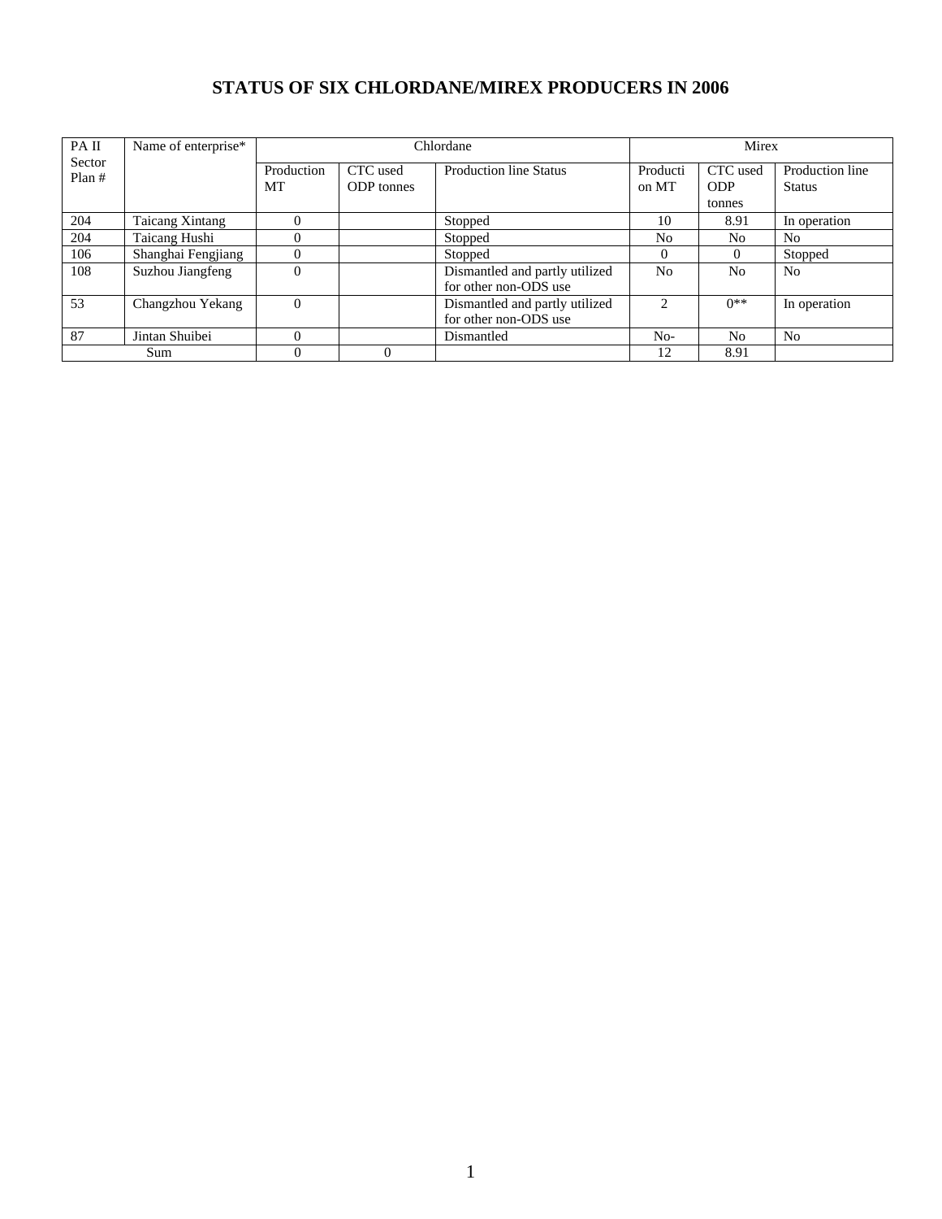# STATUS OF SIX CHLORDANE/MIREX PRODUCERS IN 2006

| PA II Sector Plan # | Name of enterprise* | Chlordane | | | Mirex | | |
|---|---|---|---|---|---|---|---|
| | | Production MT | CTC used ODP tonnes | Production line Status | Production MT | CTC used ODP tonnes | Production line Status |
| 204 | Taicang Xintang | 0 | | Stopped | 10 | 8.91 | In operation |
| 204 | Taicang Hushi | 0 | | Stopped | No | No | No |
| 106 | Shanghai Fengjiang | 0 | | Stopped | 0 | 0 | Stopped |
| 108 | Suzhou Jiangfeng | 0 | | Dismantled and partly utilized for other non-ODS use | No | No | No |
| 53 | Changzhou Yekang | 0 | | Dismantled and partly utilized for other non-ODS use | 2 | 0** | In operation |
| 87 | Jintan Shuibei | 0 | | Dismantled | No- | No | No |
| Sum | | 0 | 0 | | 12 | 8.91 | |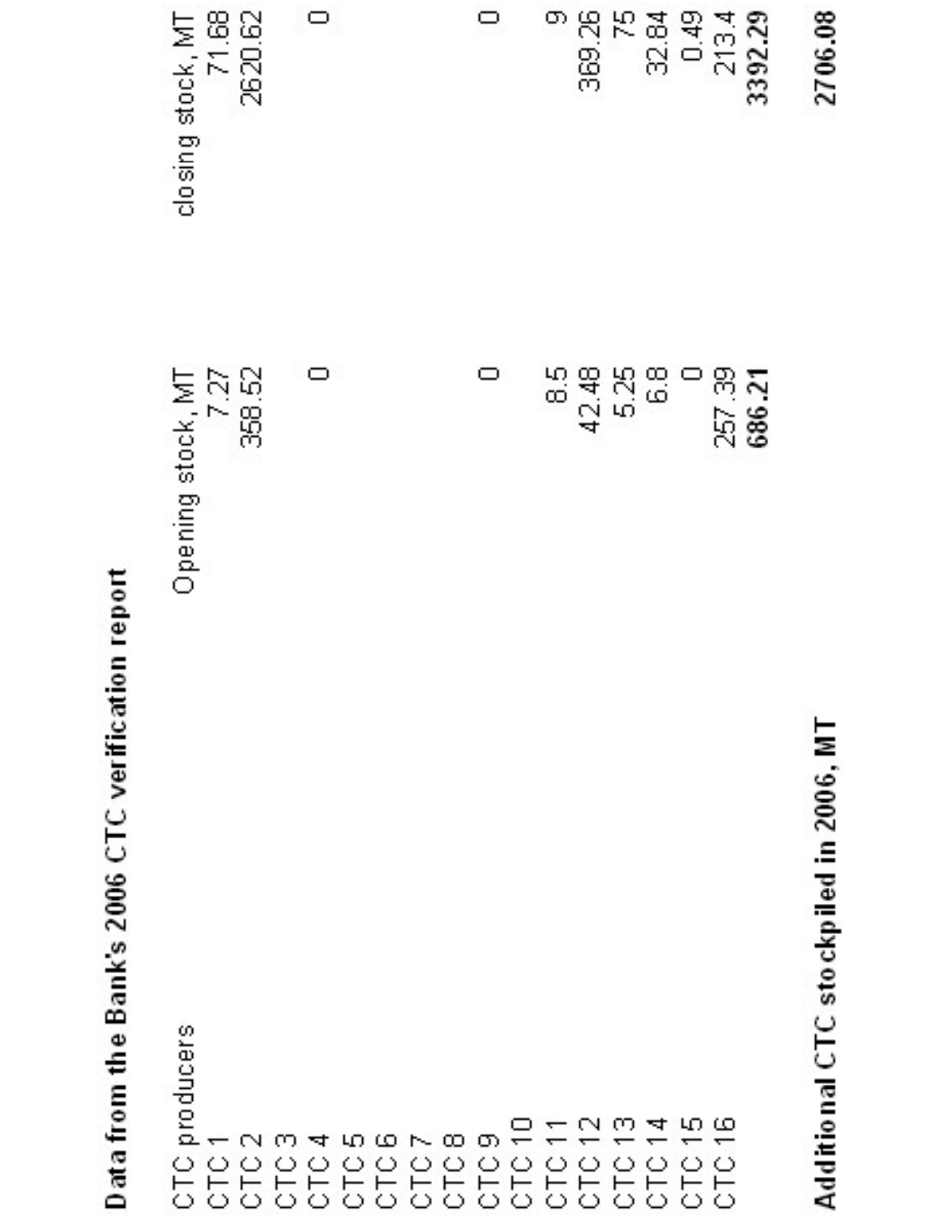**Data from the Bank's 2006 CTC verification report**

| CTC producers | Opening stock, MT | closing stock, MT |
|---|---|---|
| CTC 1 | 7.27 | 71.68 |
| CTC 2 | 358.52 | 2620.62 |
| CTC 3 | | |
| CTC 4 | 0 | 0 |
| CTC 5 | | |
| CTC 6 | | |
| CTC 7 | | |
| CTC 8 | | |
| CTC 9 | 0 | 0 |
| CTC 10 | | |
| CTC 11 | 8.5 | 9 |
| CTC 12 | 42.48 | 369.26 |
| CTC 13 | 5.25 | 75 |
| CTC 14 | 6.8 | 32.84 |
| CTC 15 | 0 | 0.49 |
| CTC 16 | 257.39 | 213.4 |
| | **686.21** | **3392.29** |
| **Additional CTC stockpiled in 2006, MT** | | **2706.08** |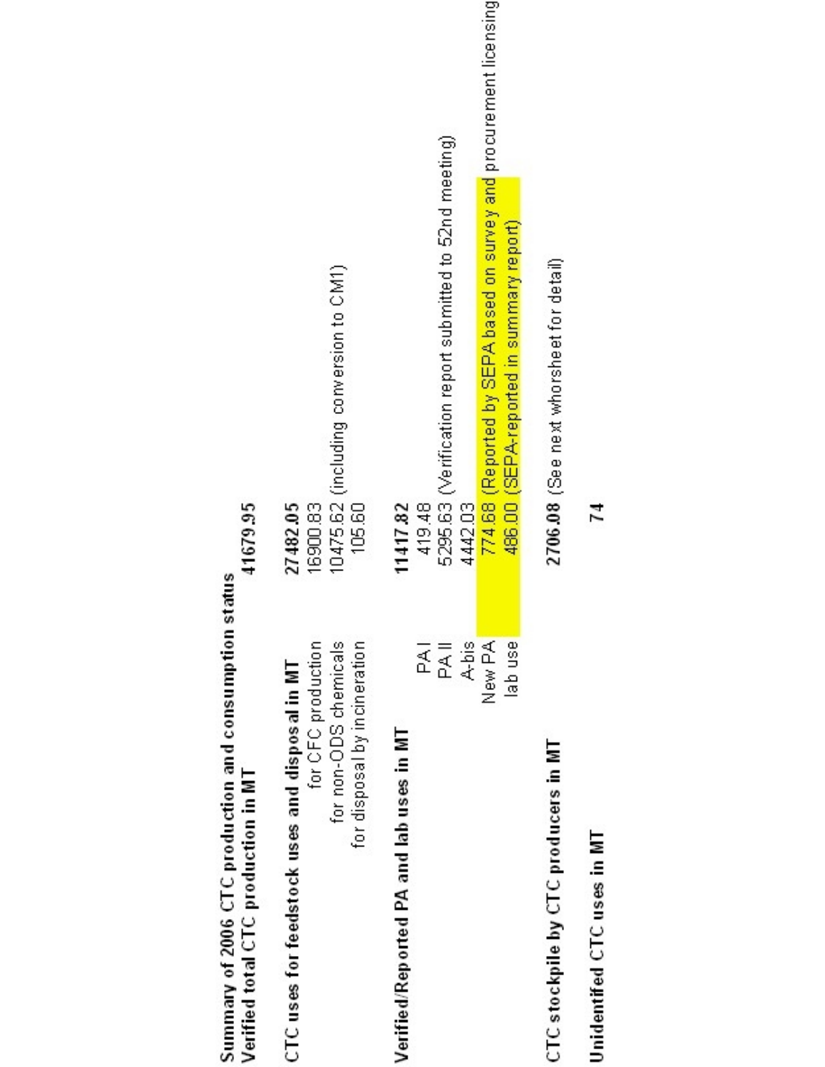**Summary of 2006 CTC production and consumption status**

| | | | |
|---|---|---|---|
| **Verified total CTC production in MT** | | **41679.95** | |
| | | | |
| **CTC uses for feedstock uses and disposal in MT** | | **27482.05** | |
| | for CFC production | 16900.83 | |
| | for non-ODS chemicals | 10475.62 | (including conversion to CM1) |
| | for disposal by incineration | 105.60 | |
| | | | |
| **Verified/Reported PA and lab uses in MT** | | **11417.82** | |
| | PA I | 419.48 | |
| | PA II | 5295.63 | (Verification report submitted to 52nd meeting) |
| | A-bis | 4442.03 | |
| | New PA | 774.68 | (Reported by SEPA based on survey and procurement licensing |
| | lab use | 486.00 | (SEPA-reported in summary report) |
| | | | |
| **CTC stockpile by CTC producers in MT** | | **2706.08** | (See next whorsheet for detail) |
| | | | |
| **Unidentifed CTC uses in MT** | | **74** | |